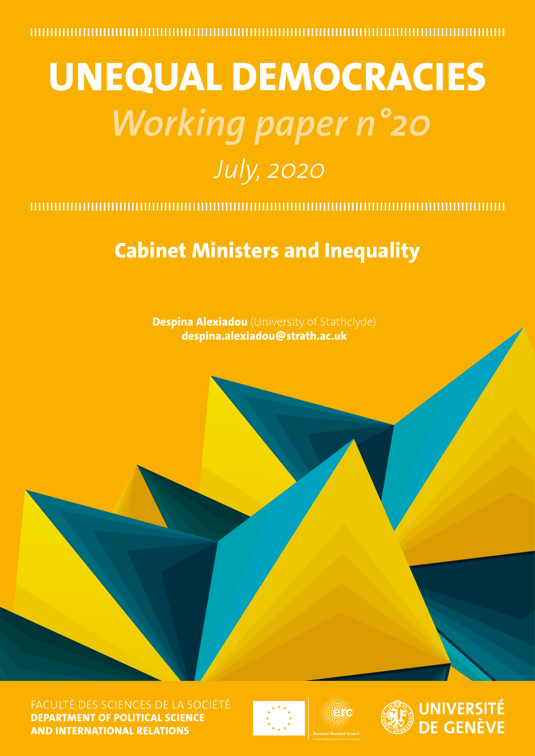# UNEQUAL DEMOCRACIES

*Working paper n°20*

*July, 2020*

## Cabinet Ministers and Inequality

**Despina Alexiadou** (University of Stathclyde)
**despina.alexiadou@strath.ac.uk**

FACULTÉ DES SCIENCES DE LA SOCIÉTÉ
**DEPARTMENT OF POLITICAL SCIENCE AND INTERNATIONAL RELATIONS**

European Research Council

**UNIVERSITÉ DE GENÈVE**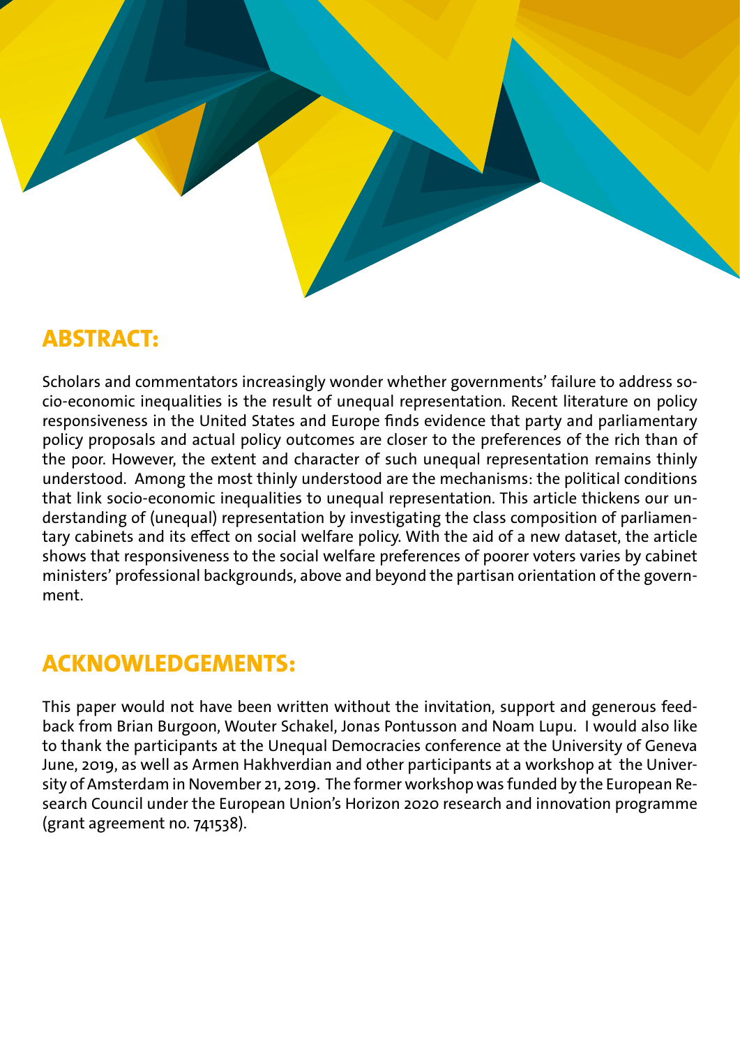## ABSTRACT:

Scholars and commentators increasingly wonder whether governments' failure to address socio-economic inequalities is the result of unequal representation. Recent literature on policy responsiveness in the United States and Europe finds evidence that party and parliamentary policy proposals and actual policy outcomes are closer to the preferences of the rich than of the poor. However, the extent and character of such unequal representation remains thinly understood. Among the most thinly understood are the mechanisms: the political conditions that link socio-economic inequalities to unequal representation. This article thickens our understanding of (unequal) representation by investigating the class composition of parliamentary cabinets and its effect on social welfare policy. With the aid of a new dataset, the article shows that responsiveness to the social welfare preferences of poorer voters varies by cabinet ministers' professional backgrounds, above and beyond the partisan orientation of the government.

## ACKNOWLEDGEMENTS:

This paper would not have been written without the invitation, support and generous feedback from Brian Burgoon, Wouter Schakel, Jonas Pontusson and Noam Lupu. I would also like to thank the participants at the Unequal Democracies conference at the University of Geneva June, 2019, as well as Armen Hakhverdian and other participants at a workshop at the University of Amsterdam in November 21, 2019. The former workshop was funded by the European Research Council under the European Union's Horizon 2020 research and innovation programme (grant agreement no. 741538).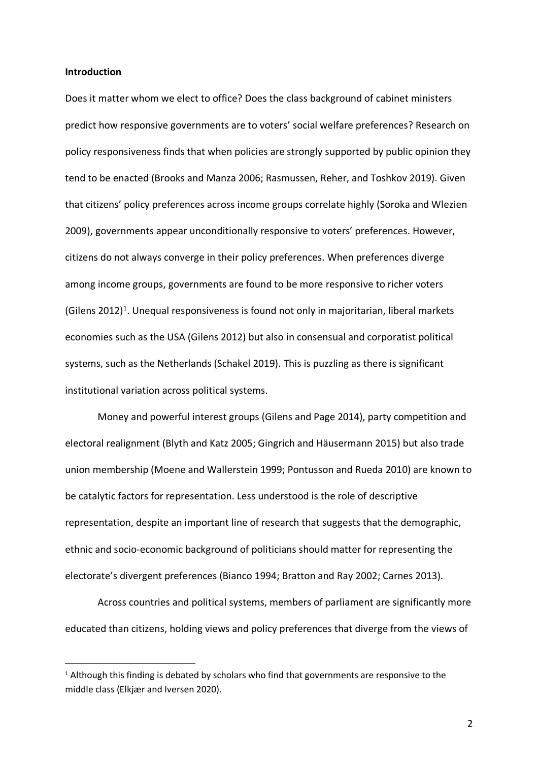**Introduction**

Does it matter whom we elect to office? Does the class background of cabinet ministers predict how responsive governments are to voters' social welfare preferences? Research on policy responsiveness finds that when policies are strongly supported by public opinion they tend to be enacted (Brooks and Manza 2006; Rasmussen, Reher, and Toshkov 2019). Given that citizens' policy preferences across income groups correlate highly (Soroka and Wlezien 2009), governments appear unconditionally responsive to voters' preferences. However, citizens do not always converge in their policy preferences. When preferences diverge among income groups, governments are found to be more responsive to richer voters (Gilens 2012)[1]. Unequal responsiveness is found not only in majoritarian, liberal markets economies such as the USA (Gilens 2012) but also in consensual and corporatist political systems, such as the Netherlands (Schakel 2019). This is puzzling as there is significant institutional variation across political systems.

Money and powerful interest groups (Gilens and Page 2014), party competition and electoral realignment (Blyth and Katz 2005; Gingrich and Häusermann 2015) but also trade union membership (Moene and Wallerstein 1999; Pontusson and Rueda 2010) are known to be catalytic factors for representation. Less understood is the role of descriptive representation, despite an important line of research that suggests that the demographic, ethnic and socio-economic background of politicians should matter for representing the electorate's divergent preferences (Bianco 1994; Bratton and Ray 2002; Carnes 2013).

Across countries and political systems, members of parliament are significantly more educated than citizens, holding views and policy preferences that diverge from the views of

[1] Although this finding is debated by scholars who find that governments are responsive to the middle class (Elkjær and Iversen 2020).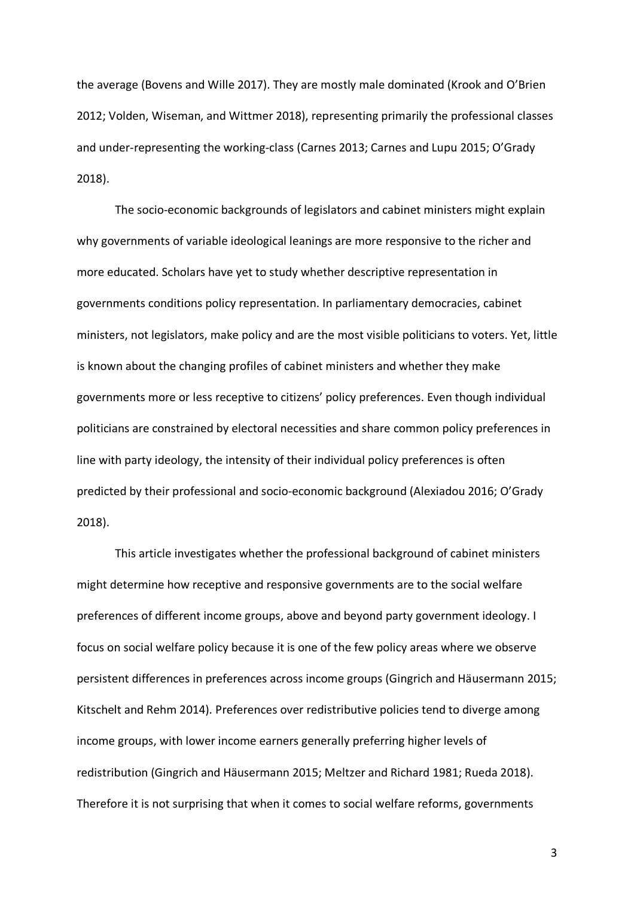the average (Bovens and Wille 2017). They are mostly male dominated (Krook and O'Brien 2012; Volden, Wiseman, and Wittmer 2018), representing primarily the professional classes and under-representing the working-class (Carnes 2013; Carnes and Lupu 2015; O'Grady 2018).

The socio-economic backgrounds of legislators and cabinet ministers might explain why governments of variable ideological leanings are more responsive to the richer and more educated. Scholars have yet to study whether descriptive representation in governments conditions policy representation. In parliamentary democracies, cabinet ministers, not legislators, make policy and are the most visible politicians to voters. Yet, little is known about the changing profiles of cabinet ministers and whether they make governments more or less receptive to citizens' policy preferences. Even though individual politicians are constrained by electoral necessities and share common policy preferences in line with party ideology, the intensity of their individual policy preferences is often predicted by their professional and socio-economic background (Alexiadou 2016; O'Grady 2018).

This article investigates whether the professional background of cabinet ministers might determine how receptive and responsive governments are to the social welfare preferences of different income groups, above and beyond party government ideology. I focus on social welfare policy because it is one of the few policy areas where we observe persistent differences in preferences across income groups (Gingrich and Häusermann 2015; Kitschelt and Rehm 2014). Preferences over redistributive policies tend to diverge among income groups, with lower income earners generally preferring higher levels of redistribution (Gingrich and Häusermann 2015; Meltzer and Richard 1981; Rueda 2018). Therefore it is not surprising that when it comes to social welfare reforms, governments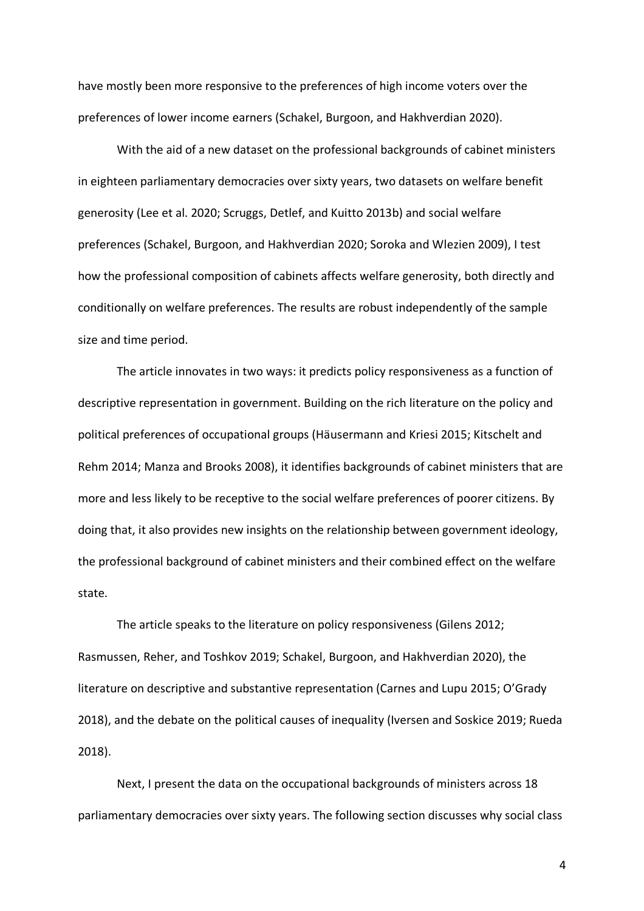have mostly been more responsive to the preferences of high income voters over the preferences of lower income earners (Schakel, Burgoon, and Hakhverdian 2020).

With the aid of a new dataset on the professional backgrounds of cabinet ministers in eighteen parliamentary democracies over sixty years, two datasets on welfare benefit generosity (Lee et al. 2020; Scruggs, Detlef, and Kuitto 2013b) and social welfare preferences (Schakel, Burgoon, and Hakhverdian 2020; Soroka and Wlezien 2009), I test how the professional composition of cabinets affects welfare generosity, both directly and conditionally on welfare preferences. The results are robust independently of the sample size and time period.

The article innovates in two ways: it predicts policy responsiveness as a function of descriptive representation in government. Building on the rich literature on the policy and political preferences of occupational groups (Häusermann and Kriesi 2015; Kitschelt and Rehm 2014; Manza and Brooks 2008), it identifies backgrounds of cabinet ministers that are more and less likely to be receptive to the social welfare preferences of poorer citizens. By doing that, it also provides new insights on the relationship between government ideology, the professional background of cabinet ministers and their combined effect on the welfare state.

The article speaks to the literature on policy responsiveness (Gilens 2012; Rasmussen, Reher, and Toshkov 2019; Schakel, Burgoon, and Hakhverdian 2020), the literature on descriptive and substantive representation (Carnes and Lupu 2015; O'Grady 2018), and the debate on the political causes of inequality (Iversen and Soskice 2019; Rueda 2018).

Next, I present the data on the occupational backgrounds of ministers across 18 parliamentary democracies over sixty years. The following section discusses why social class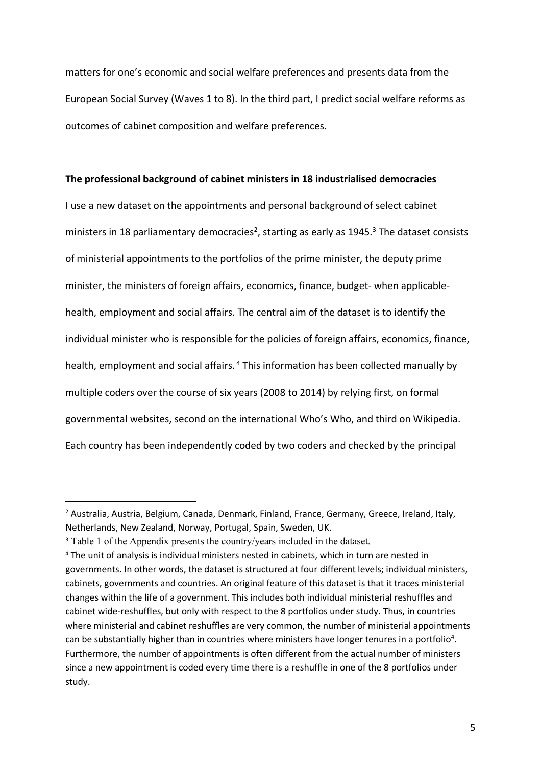matters for one's economic and social welfare preferences and presents data from the European Social Survey (Waves 1 to 8). In the third part, I predict social welfare reforms as outcomes of cabinet composition and welfare preferences.

**The professional background of cabinet ministers in 18 industrialised democracies**

I use a new dataset on the appointments and personal background of select cabinet ministers in 18 parliamentary democracies[2], starting as early as 1945.[3] The dataset consists of ministerial appointments to the portfolios of the prime minister, the deputy prime minister, the ministers of foreign affairs, economics, finance, budget- when applicable- health, employment and social affairs. The central aim of the dataset is to identify the individual minister who is responsible for the policies of foreign affairs, economics, finance, health, employment and social affairs.[4] This information has been collected manually by multiple coders over the course of six years (2008 to 2014) by relying first, on formal governmental websites, second on the international Who's Who, and third on Wikipedia. Each country has been independently coded by two coders and checked by the principal

---

[2] Australia, Austria, Belgium, Canada, Denmark, Finland, France, Germany, Greece, Ireland, Italy, Netherlands, New Zealand, Norway, Portugal, Spain, Sweden, UK.

[3] Table 1 of the Appendix presents the country/years included in the dataset.

[4] The unit of analysis is individual ministers nested in cabinets, which in turn are nested in governments. In other words, the dataset is structured at four different levels; individual ministers, cabinets, governments and countries. An original feature of this dataset is that it traces ministerial changes within the life of a government. This includes both individual ministerial reshuffles and cabinet wide-reshuffles, but only with respect to the 8 portfolios under study. Thus, in countries where ministerial and cabinet reshuffles are very common, the number of ministerial appointments can be substantially higher than in countries where ministers have longer tenures in a portfolio[4]. Furthermore, the number of appointments is often different from the actual number of ministers since a new appointment is coded every time there is a reshuffle in one of the 8 portfolios under study.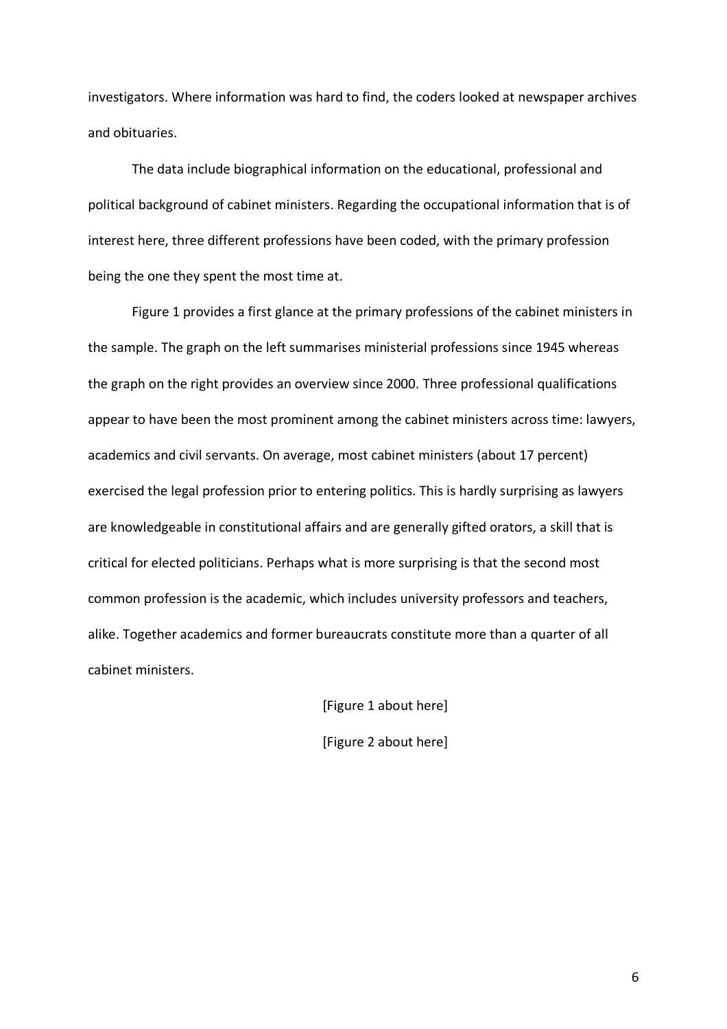investigators. Where information was hard to find, the coders looked at newspaper archives and obituaries.

The data include biographical information on the educational, professional and political background of cabinet ministers. Regarding the occupational information that is of interest here, three different professions have been coded, with the primary profession being the one they spent the most time at.

Figure 1 provides a first glance at the primary professions of the cabinet ministers in the sample. The graph on the left summarises ministerial professions since 1945 whereas the graph on the right provides an overview since 2000. Three professional qualifications appear to have been the most prominent among the cabinet ministers across time: lawyers, academics and civil servants. On average, most cabinet ministers (about 17 percent) exercised the legal profession prior to entering politics. This is hardly surprising as lawyers are knowledgeable in constitutional affairs and are generally gifted orators, a skill that is critical for elected politicians. Perhaps what is more surprising is that the second most common profession is the academic, which includes university professors and teachers, alike. Together academics and former bureaucrats constitute more than a quarter of all cabinet ministers.

[Figure 1 about here]

[Figure 2 about here]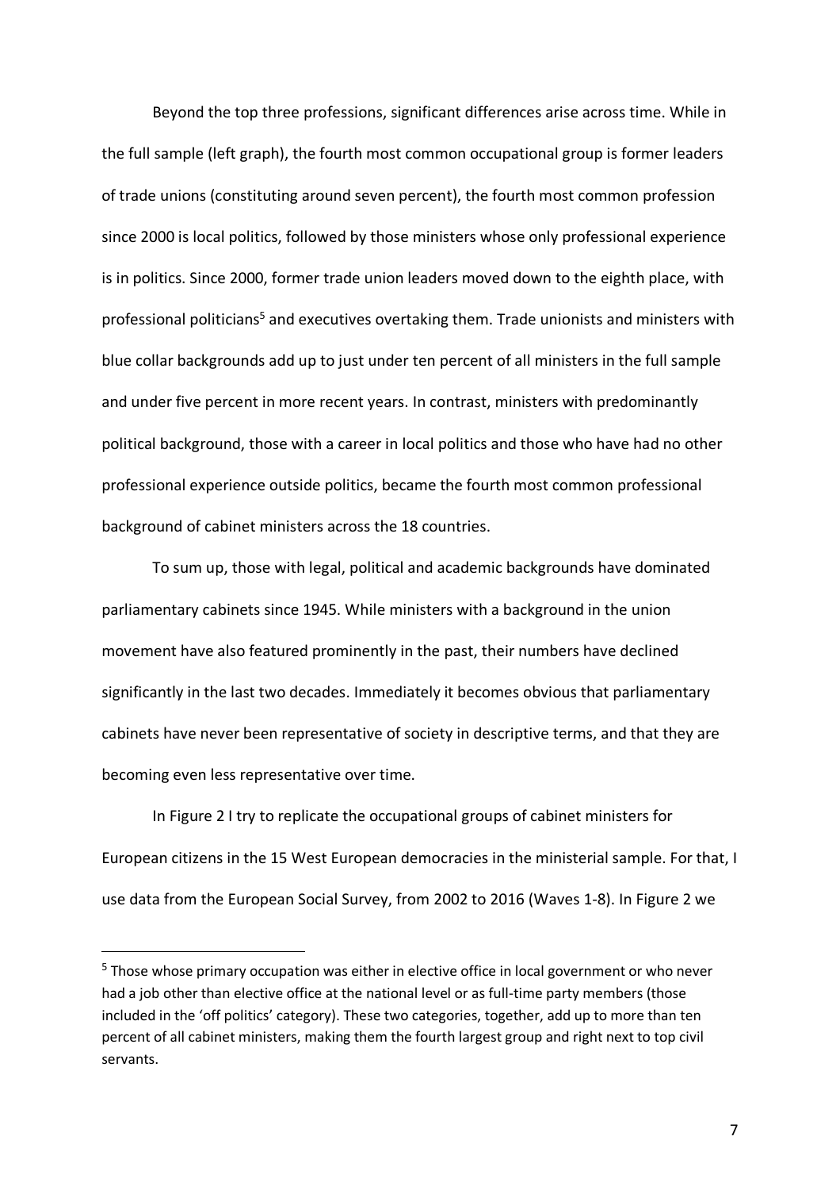Beyond the top three professions, significant differences arise across time. While in the full sample (left graph), the fourth most common occupational group is former leaders of trade unions (constituting around seven percent), the fourth most common profession since 2000 is local politics, followed by those ministers whose only professional experience is in politics. Since 2000, former trade union leaders moved down to the eighth place, with professional politicians[5] and executives overtaking them. Trade unionists and ministers with blue collar backgrounds add up to just under ten percent of all ministers in the full sample and under five percent in more recent years. In contrast, ministers with predominantly political background, those with a career in local politics and those who have had no other professional experience outside politics, became the fourth most common professional background of cabinet ministers across the 18 countries.

To sum up, those with legal, political and academic backgrounds have dominated parliamentary cabinets since 1945. While ministers with a background in the union movement have also featured prominently in the past, their numbers have declined significantly in the last two decades. Immediately it becomes obvious that parliamentary cabinets have never been representative of society in descriptive terms, and that they are becoming even less representative over time.

In Figure 2 I try to replicate the occupational groups of cabinet ministers for European citizens in the 15 West European democracies in the ministerial sample. For that, I use data from the European Social Survey, from 2002 to 2016 (Waves 1-8). In Figure 2 we

[5] Those whose primary occupation was either in elective office in local government or who never had a job other than elective office at the national level or as full-time party members (those included in the 'off politics' category). These two categories, together, add up to more than ten percent of all cabinet ministers, making them the fourth largest group and right next to top civil servants.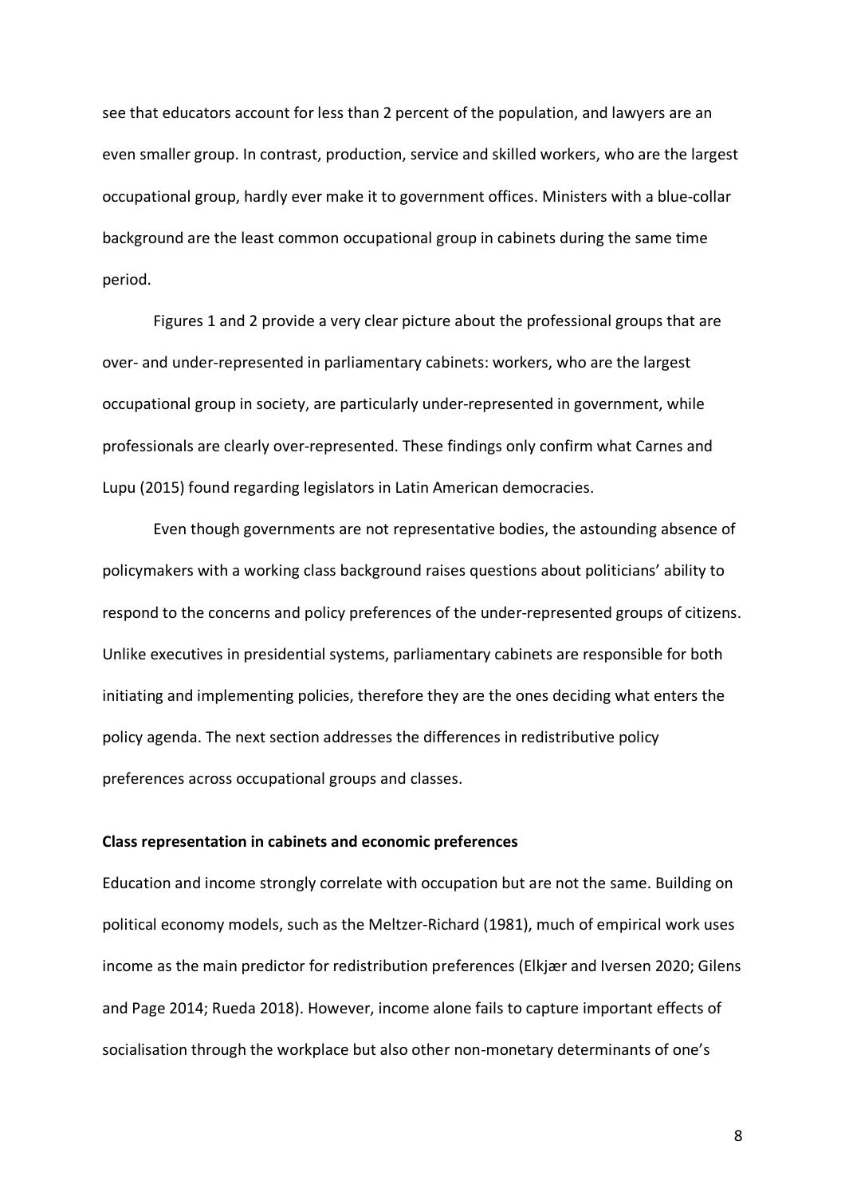see that educators account for less than 2 percent of the population, and lawyers are an even smaller group. In contrast, production, service and skilled workers, who are the largest occupational group, hardly ever make it to government offices. Ministers with a blue-collar background are the least common occupational group in cabinets during the same time period.

Figures 1 and 2 provide a very clear picture about the professional groups that are over- and under-represented in parliamentary cabinets: workers, who are the largest occupational group in society, are particularly under-represented in government, while professionals are clearly over-represented. These findings only confirm what Carnes and Lupu (2015) found regarding legislators in Latin American democracies.

Even though governments are not representative bodies, the astounding absence of policymakers with a working class background raises questions about politicians' ability to respond to the concerns and policy preferences of the under-represented groups of citizens. Unlike executives in presidential systems, parliamentary cabinets are responsible for both initiating and implementing policies, therefore they are the ones deciding what enters the policy agenda. The next section addresses the differences in redistributive policy preferences across occupational groups and classes.

**Class representation in cabinets and economic preferences**

Education and income strongly correlate with occupation but are not the same. Building on political economy models, such as the Meltzer-Richard (1981), much of empirical work uses income as the main predictor for redistribution preferences (Elkjær and Iversen 2020; Gilens and Page 2014; Rueda 2018). However, income alone fails to capture important effects of socialisation through the workplace but also other non-monetary determinants of one's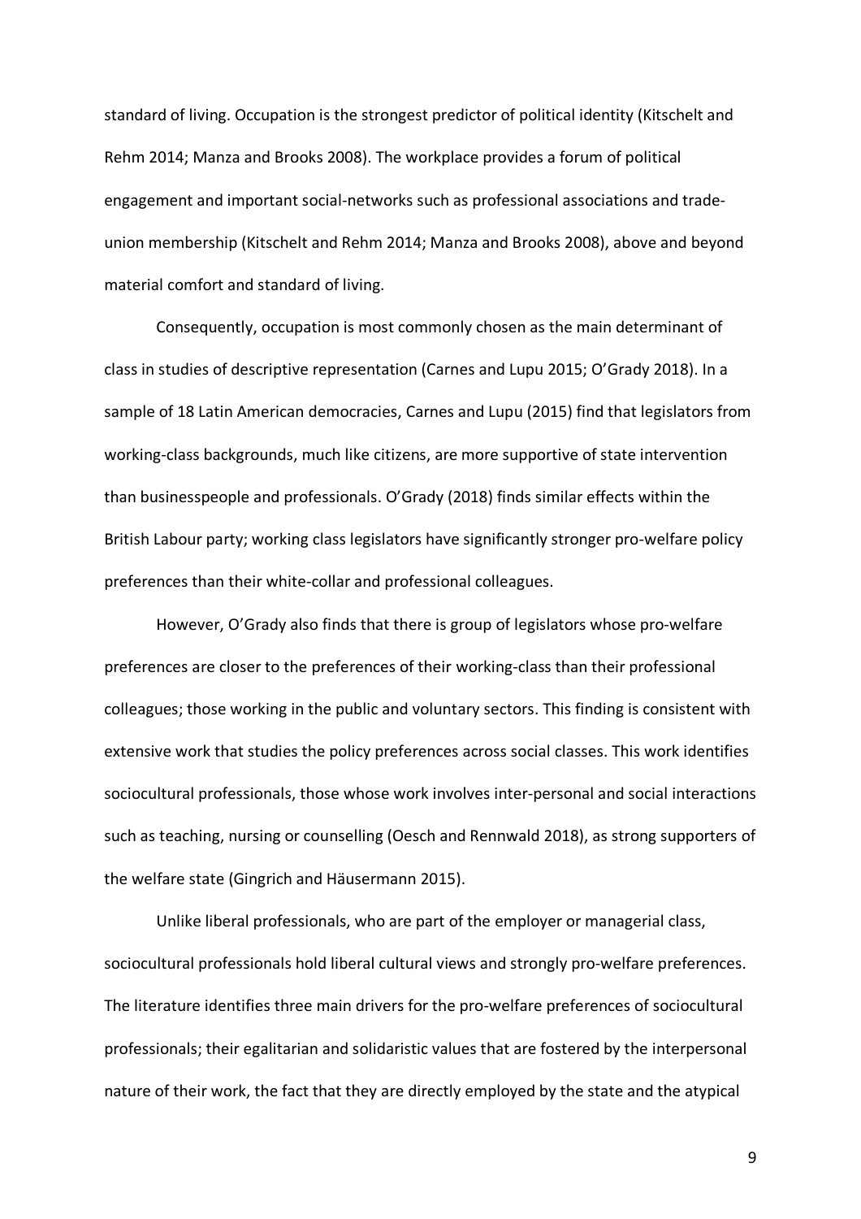standard of living. Occupation is the strongest predictor of political identity (Kitschelt and Rehm 2014; Manza and Brooks 2008). The workplace provides a forum of political engagement and important social-networks such as professional associations and trade-union membership (Kitschelt and Rehm 2014; Manza and Brooks 2008), above and beyond material comfort and standard of living.

Consequently, occupation is most commonly chosen as the main determinant of class in studies of descriptive representation (Carnes and Lupu 2015; O'Grady 2018). In a sample of 18 Latin American democracies, Carnes and Lupu (2015) find that legislators from working-class backgrounds, much like citizens, are more supportive of state intervention than businesspeople and professionals. O'Grady (2018) finds similar effects within the British Labour party; working class legislators have significantly stronger pro-welfare policy preferences than their white-collar and professional colleagues.

However, O'Grady also finds that there is group of legislators whose pro-welfare preferences are closer to the preferences of their working-class than their professional colleagues; those working in the public and voluntary sectors. This finding is consistent with extensive work that studies the policy preferences across social classes. This work identifies sociocultural professionals, those whose work involves inter-personal and social interactions such as teaching, nursing or counselling (Oesch and Rennwald 2018), as strong supporters of the welfare state (Gingrich and Häusermann 2015).

Unlike liberal professionals, who are part of the employer or managerial class, sociocultural professionals hold liberal cultural views and strongly pro-welfare preferences. The literature identifies three main drivers for the pro-welfare preferences of sociocultural professionals; their egalitarian and solidaristic values that are fostered by the interpersonal nature of their work, the fact that they are directly employed by the state and the atypical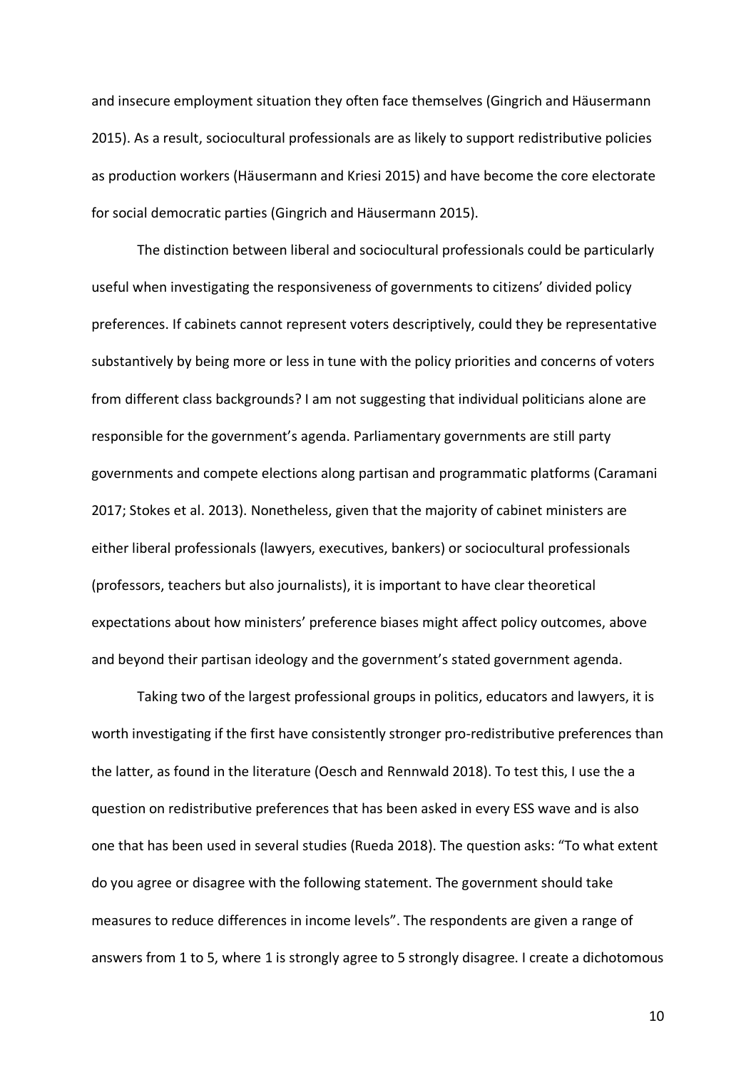and insecure employment situation they often face themselves (Gingrich and Häusermann 2015). As a result, sociocultural professionals are as likely to support redistributive policies as production workers (Häusermann and Kriesi 2015) and have become the core electorate for social democratic parties (Gingrich and Häusermann 2015).

The distinction between liberal and sociocultural professionals could be particularly useful when investigating the responsiveness of governments to citizens' divided policy preferences. If cabinets cannot represent voters descriptively, could they be representative substantively by being more or less in tune with the policy priorities and concerns of voters from different class backgrounds? I am not suggesting that individual politicians alone are responsible for the government's agenda. Parliamentary governments are still party governments and compete elections along partisan and programmatic platforms (Caramani 2017; Stokes et al. 2013). Nonetheless, given that the majority of cabinet ministers are either liberal professionals (lawyers, executives, bankers) or sociocultural professionals (professors, teachers but also journalists), it is important to have clear theoretical expectations about how ministers' preference biases might affect policy outcomes, above and beyond their partisan ideology and the government's stated government agenda.

Taking two of the largest professional groups in politics, educators and lawyers, it is worth investigating if the first have consistently stronger pro-redistributive preferences than the latter, as found in the literature (Oesch and Rennwald 2018). To test this, I use the a question on redistributive preferences that has been asked in every ESS wave and is also one that has been used in several studies (Rueda 2018). The question asks: "To what extent do you agree or disagree with the following statement. The government should take measures to reduce differences in income levels". The respondents are given a range of answers from 1 to 5, where 1 is strongly agree to 5 strongly disagree. I create a dichotomous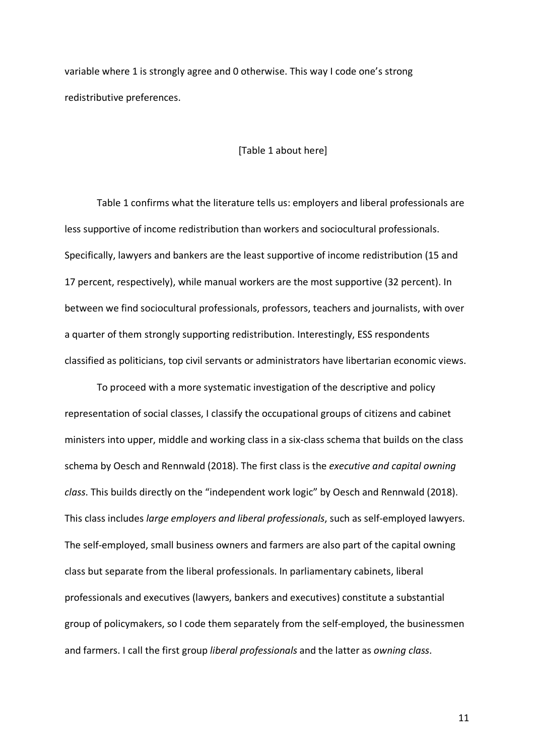variable where 1 is strongly agree and 0 otherwise. This way I code one's strong redistributive preferences.

[Table 1 about here]

Table 1 confirms what the literature tells us: employers and liberal professionals are less supportive of income redistribution than workers and sociocultural professionals. Specifically, lawyers and bankers are the least supportive of income redistribution (15 and 17 percent, respectively), while manual workers are the most supportive (32 percent). In between we find sociocultural professionals, professors, teachers and journalists, with over a quarter of them strongly supporting redistribution. Interestingly, ESS respondents classified as politicians, top civil servants or administrators have libertarian economic views.

To proceed with a more systematic investigation of the descriptive and policy representation of social classes, I classify the occupational groups of citizens and cabinet ministers into upper, middle and working class in a six-class schema that builds on the class schema by Oesch and Rennwald (2018). The first class is the *executive and capital owning class*. This builds directly on the "independent work logic" by Oesch and Rennwald (2018). This class includes *large employers and liberal professionals*, such as self-employed lawyers. The self-employed, small business owners and farmers are also part of the capital owning class but separate from the liberal professionals. In parliamentary cabinets, liberal professionals and executives (lawyers, bankers and executives) constitute a substantial group of policymakers, so I code them separately from the self-employed, the businessmen and farmers. I call the first group *liberal professionals* and the latter as *owning class*.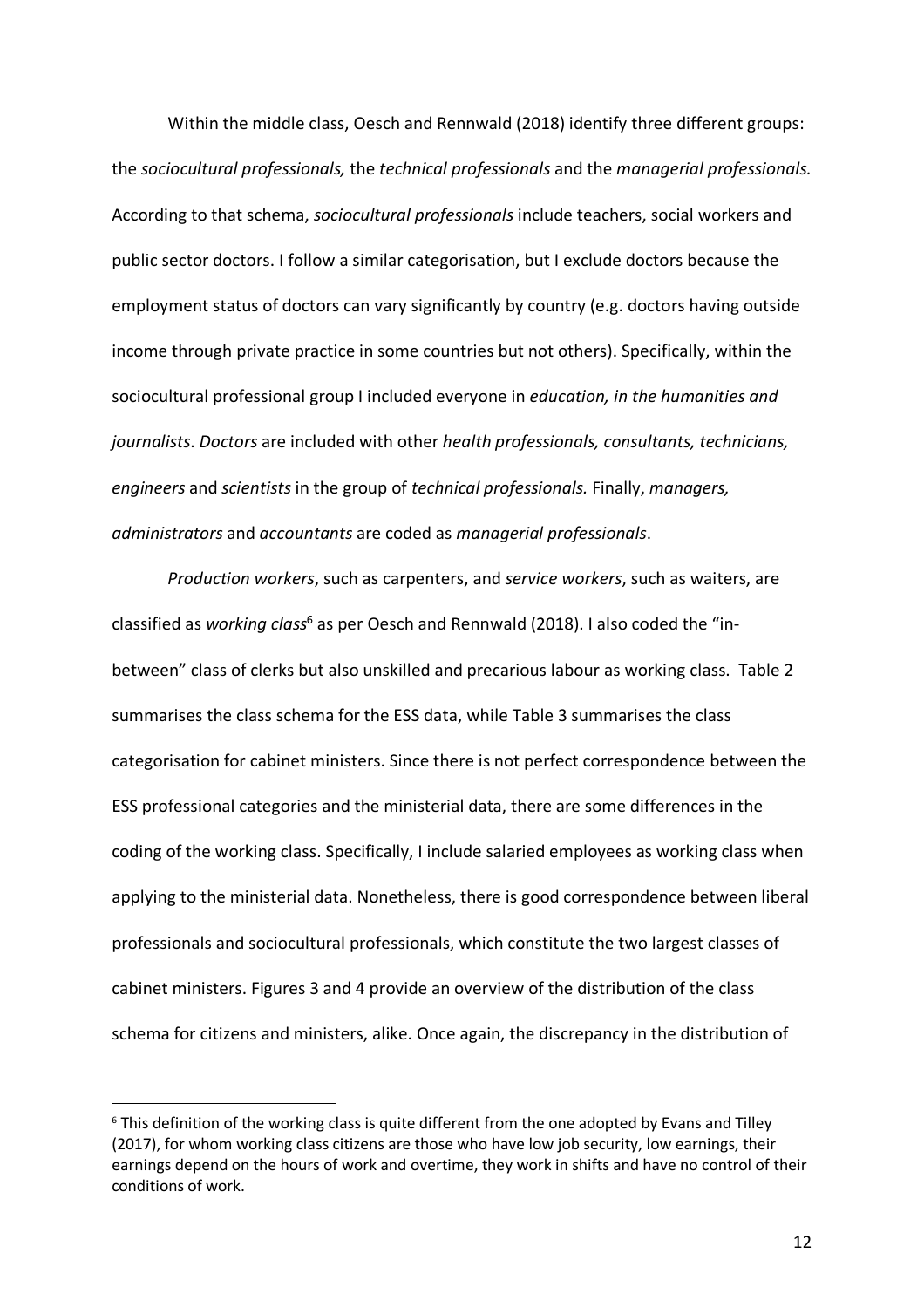Within the middle class, Oesch and Rennwald (2018) identify three different groups: the *sociocultural professionals,* the *technical professionals* and the *managerial professionals.* According to that schema, *sociocultural professionals* include teachers, social workers and public sector doctors. I follow a similar categorisation, but I exclude doctors because the employment status of doctors can vary significantly by country (e.g. doctors having outside income through private practice in some countries but not others). Specifically, within the sociocultural professional group I included everyone in *education, in the humanities and journalists*. *Doctors* are included with other *health professionals, consultants, technicians, engineers* and *scientists* in the group of *technical professionals.* Finally, *managers, administrators* and *accountants* are coded as *managerial professionals*.

*Production workers*, such as carpenters, and *service workers*, such as waiters, are classified as *working class*[6] as per Oesch and Rennwald (2018). I also coded the "in-between" class of clerks but also unskilled and precarious labour as working class. Table 2 summarises the class schema for the ESS data, while Table 3 summarises the class categorisation for cabinet ministers. Since there is not perfect correspondence between the ESS professional categories and the ministerial data, there are some differences in the coding of the working class. Specifically, I include salaried employees as working class when applying to the ministerial data. Nonetheless, there is good correspondence between liberal professionals and sociocultural professionals, which constitute the two largest classes of cabinet ministers. Figures 3 and 4 provide an overview of the distribution of the class schema for citizens and ministers, alike. Once again, the discrepancy in the distribution of

[6] This definition of the working class is quite different from the one adopted by Evans and Tilley (2017), for whom working class citizens are those who have low job security, low earnings, their earnings depend on the hours of work and overtime, they work in shifts and have no control of their conditions of work.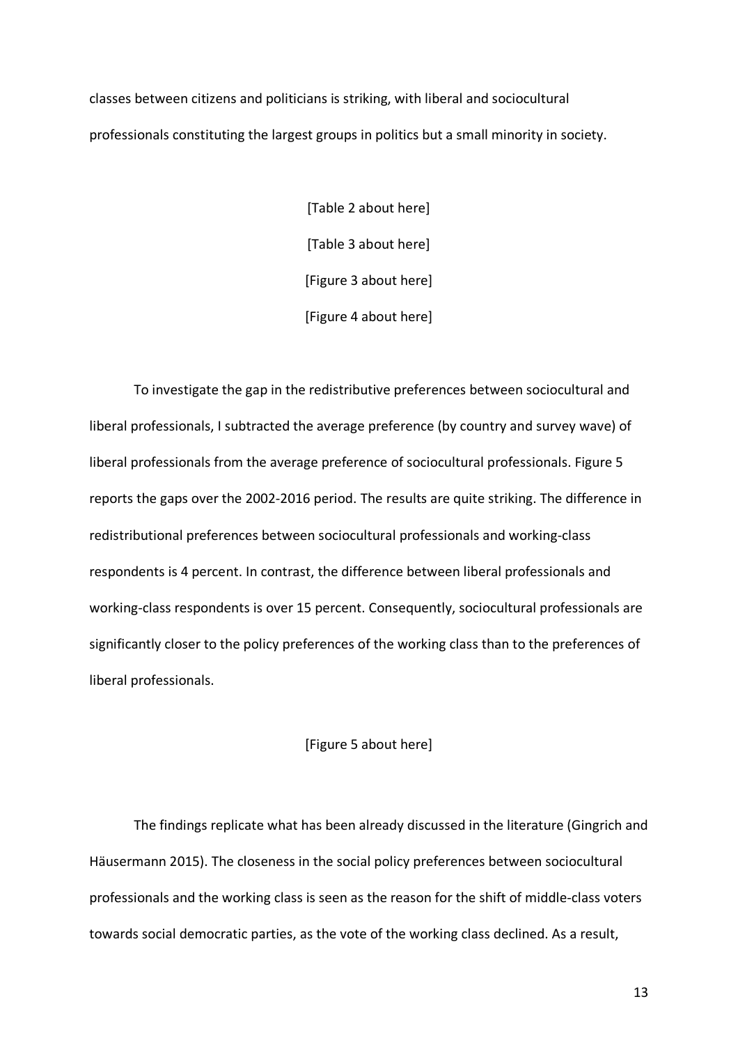classes between citizens and politicians is striking, with liberal and sociocultural professionals constituting the largest groups in politics but a small minority in society.

[Table 2 about here]

[Table 3 about here]

[Figure 3 about here]

[Figure 4 about here]

To investigate the gap in the redistributive preferences between sociocultural and liberal professionals, I subtracted the average preference (by country and survey wave) of liberal professionals from the average preference of sociocultural professionals. Figure 5 reports the gaps over the 2002-2016 period. The results are quite striking. The difference in redistributional preferences between sociocultural professionals and working-class respondents is 4 percent. In contrast, the difference between liberal professionals and working-class respondents is over 15 percent. Consequently, sociocultural professionals are significantly closer to the policy preferences of the working class than to the preferences of liberal professionals.

[Figure 5 about here]

The findings replicate what has been already discussed in the literature (Gingrich and Häusermann 2015). The closeness in the social policy preferences between sociocultural professionals and the working class is seen as the reason for the shift of middle-class voters towards social democratic parties, as the vote of the working class declined. As a result,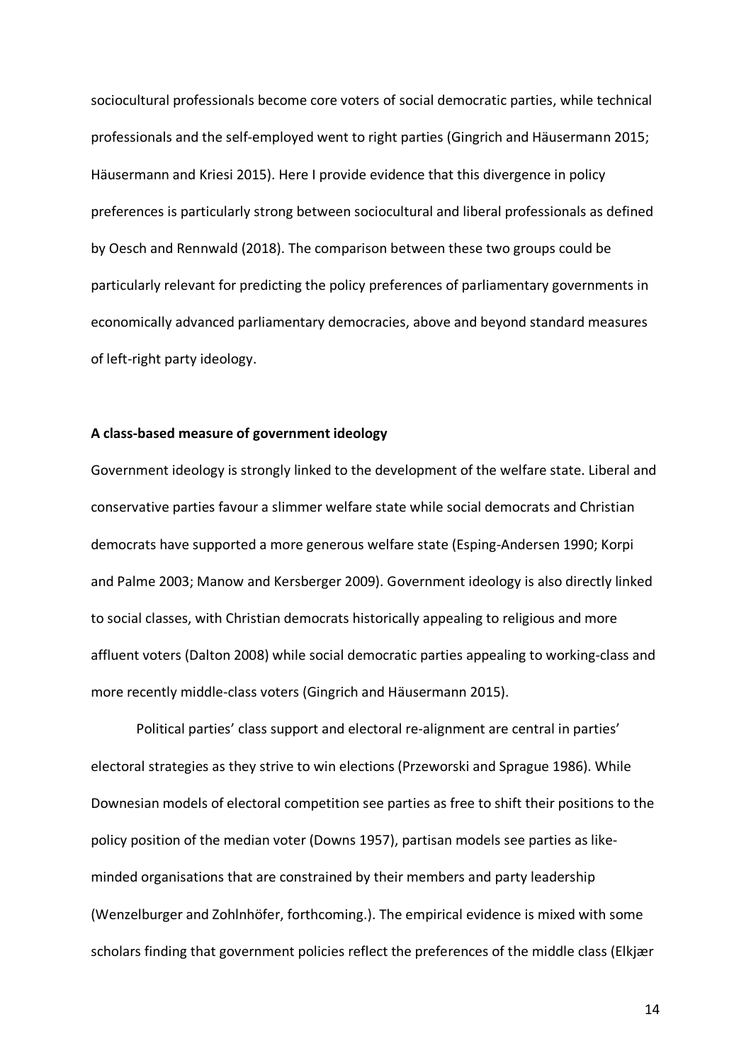sociocultural professionals become core voters of social democratic parties, while technical professionals and the self-employed went to right parties (Gingrich and Häusermann 2015; Häusermann and Kriesi 2015). Here I provide evidence that this divergence in policy preferences is particularly strong between sociocultural and liberal professionals as defined by Oesch and Rennwald (2018). The comparison between these two groups could be particularly relevant for predicting the policy preferences of parliamentary governments in economically advanced parliamentary democracies, above and beyond standard measures of left-right party ideology.

**A class-based measure of government ideology**

Government ideology is strongly linked to the development of the welfare state. Liberal and conservative parties favour a slimmer welfare state while social democrats and Christian democrats have supported a more generous welfare state (Esping-Andersen 1990; Korpi and Palme 2003; Manow and Kersberger 2009). Government ideology is also directly linked to social classes, with Christian democrats historically appealing to religious and more affluent voters (Dalton 2008) while social democratic parties appealing to working-class and more recently middle-class voters (Gingrich and Häusermann 2015).

Political parties' class support and electoral re-alignment are central in parties' electoral strategies as they strive to win elections (Przeworski and Sprague 1986). While Downesian models of electoral competition see parties as free to shift their positions to the policy position of the median voter (Downs 1957), partisan models see parties as like-minded organisations that are constrained by their members and party leadership (Wenzelburger and Zohlnhöfer, forthcoming.). The empirical evidence is mixed with some scholars finding that government policies reflect the preferences of the middle class (Elkjær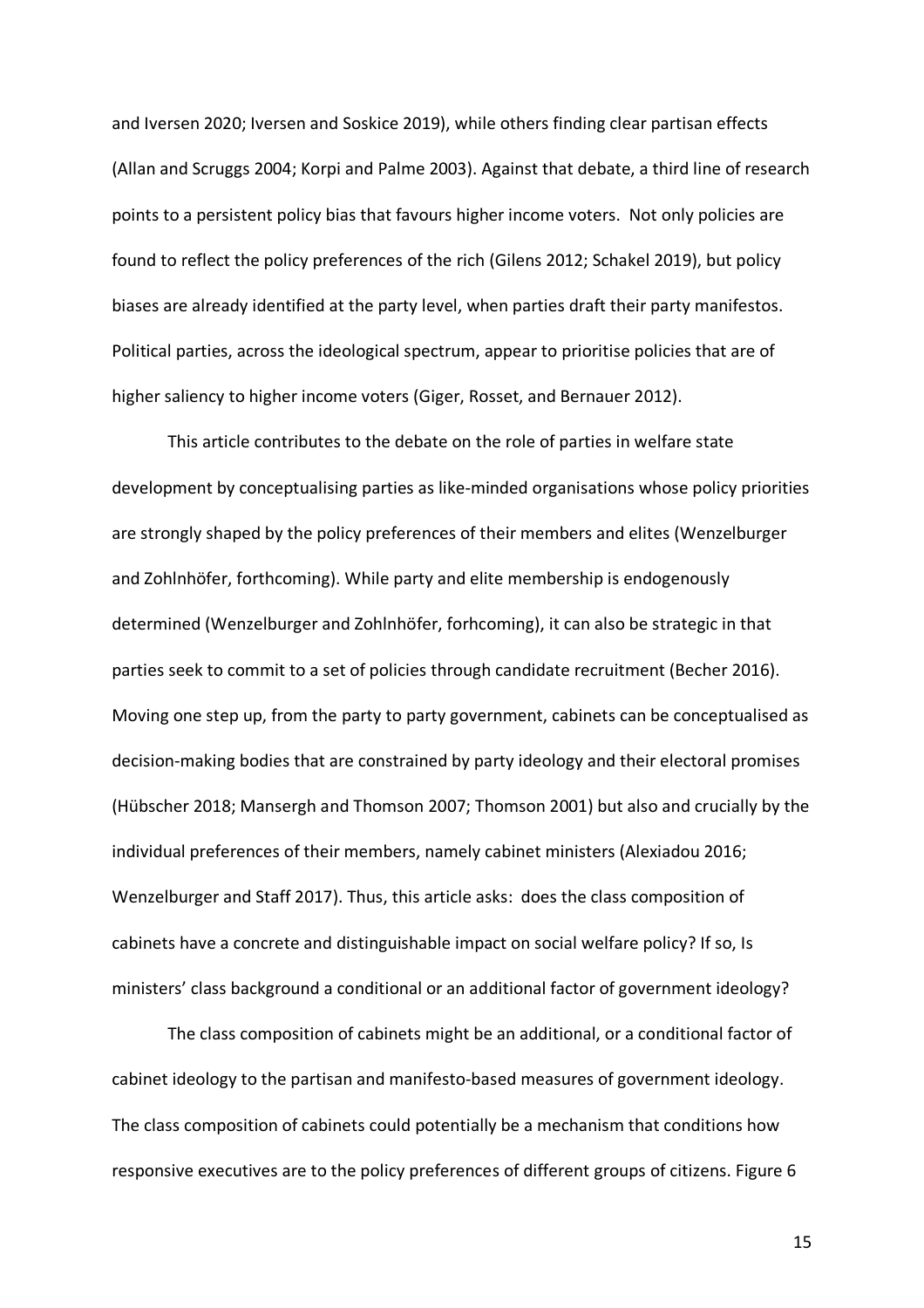and Iversen 2020; Iversen and Soskice 2019), while others finding clear partisan effects (Allan and Scruggs 2004; Korpi and Palme 2003). Against that debate, a third line of research points to a persistent policy bias that favours higher income voters. Not only policies are found to reflect the policy preferences of the rich (Gilens 2012; Schakel 2019), but policy biases are already identified at the party level, when parties draft their party manifestos. Political parties, across the ideological spectrum, appear to prioritise policies that are of higher saliency to higher income voters (Giger, Rosset, and Bernauer 2012).

This article contributes to the debate on the role of parties in welfare state development by conceptualising parties as like-minded organisations whose policy priorities are strongly shaped by the policy preferences of their members and elites (Wenzelburger and Zohlnhöfer, forthcoming). While party and elite membership is endogenously determined (Wenzelburger and Zohlnhöfer, forhcoming), it can also be strategic in that parties seek to commit to a set of policies through candidate recruitment (Becher 2016). Moving one step up, from the party to party government, cabinets can be conceptualised as decision-making bodies that are constrained by party ideology and their electoral promises (Hübscher 2018; Mansergh and Thomson 2007; Thomson 2001) but also and crucially by the individual preferences of their members, namely cabinet ministers (Alexiadou 2016; Wenzelburger and Staff 2017). Thus, this article asks: does the class composition of cabinets have a concrete and distinguishable impact on social welfare policy? If so, Is ministers' class background a conditional or an additional factor of government ideology?

The class composition of cabinets might be an additional, or a conditional factor of cabinet ideology to the partisan and manifesto-based measures of government ideology. The class composition of cabinets could potentially be a mechanism that conditions how responsive executives are to the policy preferences of different groups of citizens. Figure 6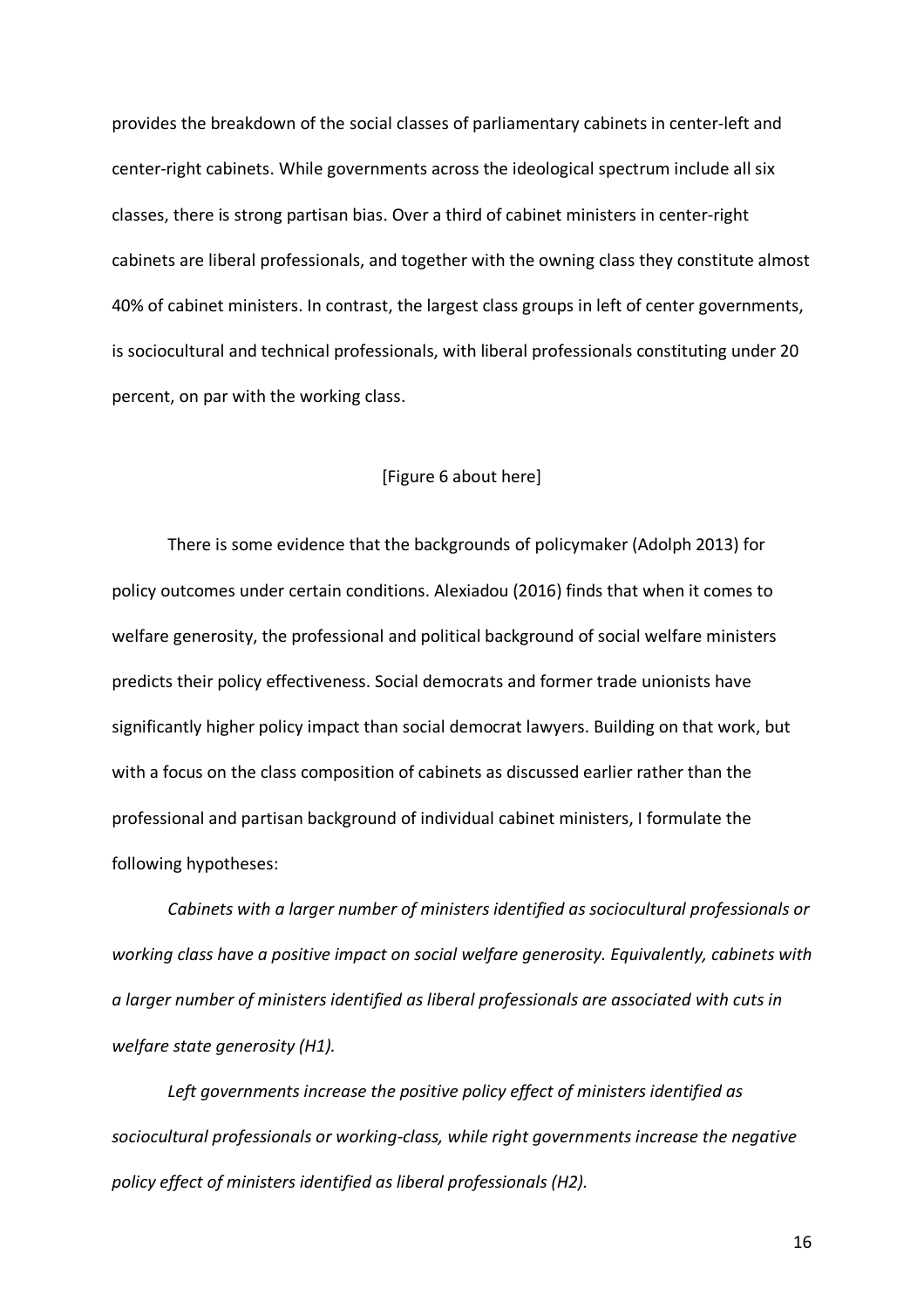provides the breakdown of the social classes of parliamentary cabinets in center-left and center-right cabinets. While governments across the ideological spectrum include all six classes, there is strong partisan bias. Over a third of cabinet ministers in center-right cabinets are liberal professionals, and together with the owning class they constitute almost 40% of cabinet ministers. In contrast, the largest class groups in left of center governments, is sociocultural and technical professionals, with liberal professionals constituting under 20 percent, on par with the working class.

[Figure 6 about here]

There is some evidence that the backgrounds of policymaker (Adolph 2013) for policy outcomes under certain conditions. Alexiadou (2016) finds that when it comes to welfare generosity, the professional and political background of social welfare ministers predicts their policy effectiveness. Social democrats and former trade unionists have significantly higher policy impact than social democrat lawyers. Building on that work, but with a focus on the class composition of cabinets as discussed earlier rather than the professional and partisan background of individual cabinet ministers, I formulate the following hypotheses:

*Cabinets with a larger number of ministers identified as sociocultural professionals or working class have a positive impact on social welfare generosity. Equivalently, cabinets with a larger number of ministers identified as liberal professionals are associated with cuts in welfare state generosity (H1).*

*Left governments increase the positive policy effect of ministers identified as sociocultural professionals or working-class, while right governments increase the negative policy effect of ministers identified as liberal professionals (H2).*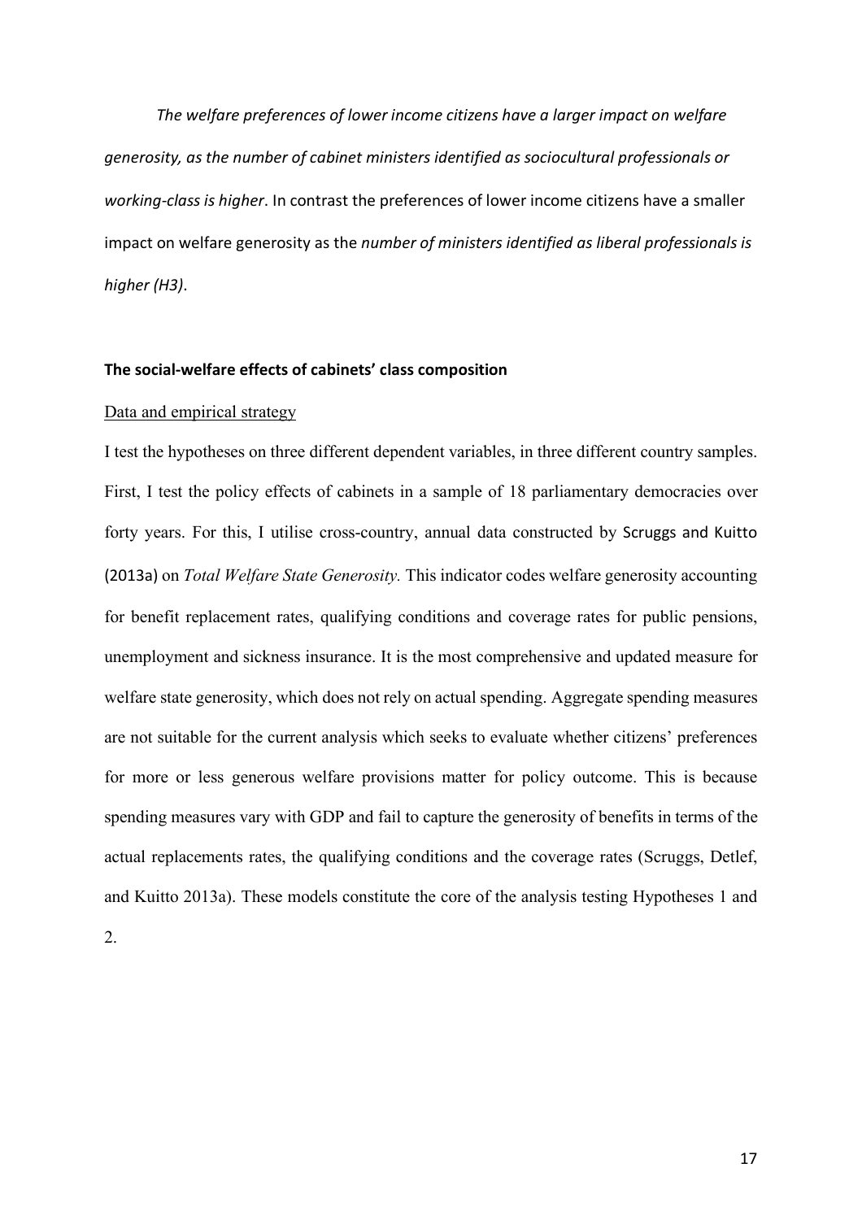*The welfare preferences of lower income citizens have a larger impact on welfare generosity, as the number of cabinet ministers identified as sociocultural professionals or working-class is higher*. In contrast the preferences of lower income citizens have a smaller impact on welfare generosity as the *number of ministers identified as liberal professionals is higher (H3)*.

## The social-welfare effects of cabinets' class composition

### Data and empirical strategy

I test the hypotheses on three different dependent variables, in three different country samples. First, I test the policy effects of cabinets in a sample of 18 parliamentary democracies over forty years. For this, I utilise cross-country, annual data constructed by Scruggs and Kuitto (2013a) on *Total Welfare State Generosity.* This indicator codes welfare generosity accounting for benefit replacement rates, qualifying conditions and coverage rates for public pensions, unemployment and sickness insurance. It is the most comprehensive and updated measure for welfare state generosity, which does not rely on actual spending. Aggregate spending measures are not suitable for the current analysis which seeks to evaluate whether citizens' preferences for more or less generous welfare provisions matter for policy outcome. This is because spending measures vary with GDP and fail to capture the generosity of benefits in terms of the actual replacements rates, the qualifying conditions and the coverage rates (Scruggs, Detlef, and Kuitto 2013a). These models constitute the core of the analysis testing Hypotheses 1 and 2.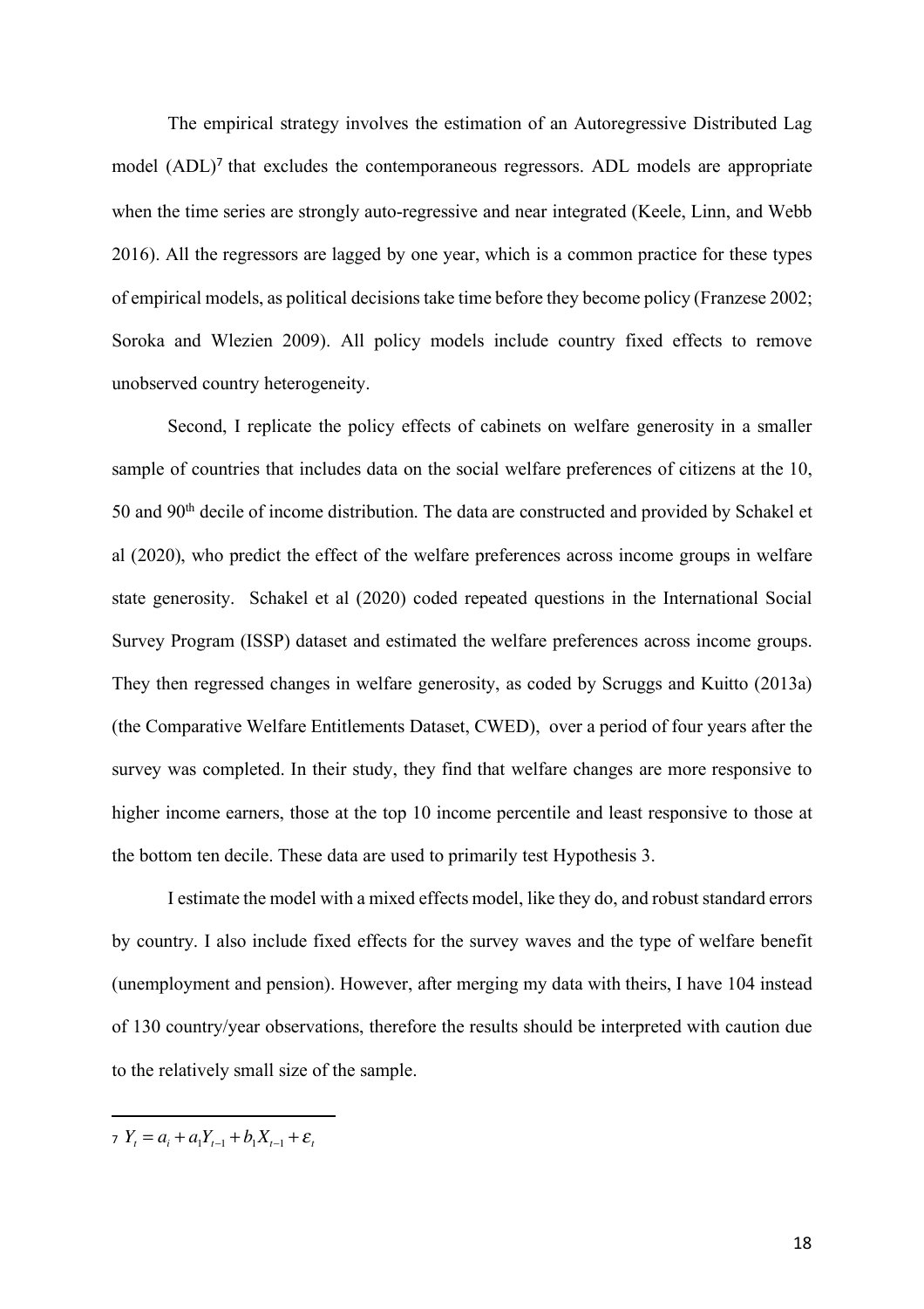The empirical strategy involves the estimation of an Autoregressive Distributed Lag model (ADL)[7] that excludes the contemporaneous regressors. ADL models are appropriate when the time series are strongly auto-regressive and near integrated (Keele, Linn, and Webb 2016). All the regressors are lagged by one year, which is a common practice for these types of empirical models, as political decisions take time before they become policy (Franzese 2002; Soroka and Wlezien 2009). All policy models include country fixed effects to remove unobserved country heterogeneity.

Second, I replicate the policy effects of cabinets on welfare generosity in a smaller sample of countries that includes data on the social welfare preferences of citizens at the 10, 50 and 90th decile of income distribution. The data are constructed and provided by Schakel et al (2020), who predict the effect of the welfare preferences across income groups in welfare state generosity. Schakel et al (2020) coded repeated questions in the International Social Survey Program (ISSP) dataset and estimated the welfare preferences across income groups. They then regressed changes in welfare generosity, as coded by Scruggs and Kuitto (2013a) (the Comparative Welfare Entitlements Dataset, CWED), over a period of four years after the survey was completed. In their study, they find that welfare changes are more responsive to higher income earners, those at the top 10 income percentile and least responsive to those at the bottom ten decile. These data are used to primarily test Hypothesis 3.

I estimate the model with a mixed effects model, like they do, and robust standard errors by country. I also include fixed effects for the survey waves and the type of welfare benefit (unemployment and pension). However, after merging my data with theirs, I have 104 instead of 130 country/year observations, therefore the results should be interpreted with caution due to the relatively small size of the sample.

---

[7] $Y_t = a_i + a_1 Y_{t-1} + b_1 X_{t-1} + \varepsilon_t$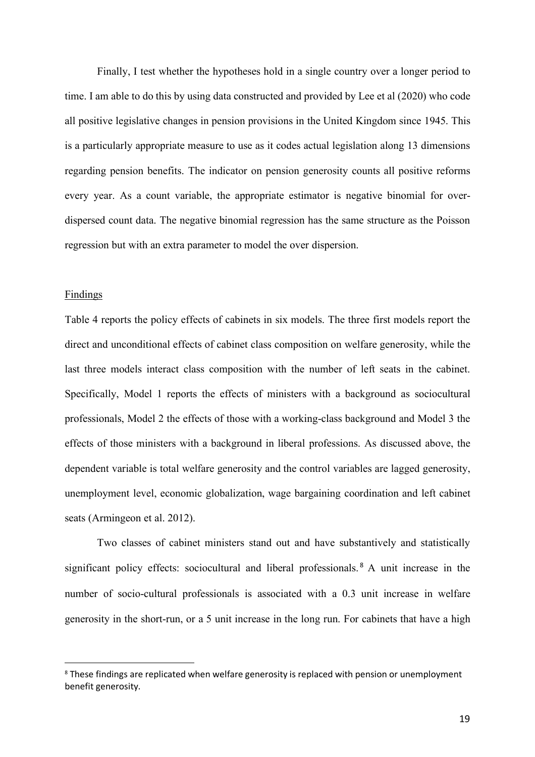Finally, I test whether the hypotheses hold in a single country over a longer period to time. I am able to do this by using data constructed and provided by Lee et al (2020) who code all positive legislative changes in pension provisions in the United Kingdom since 1945. This is a particularly appropriate measure to use as it codes actual legislation along 13 dimensions regarding pension benefits. The indicator on pension generosity counts all positive reforms every year. As a count variable, the appropriate estimator is negative binomial for over-dispersed count data. The negative binomial regression has the same structure as the Poisson regression but with an extra parameter to model the over dispersion.

## Findings

Table 4 reports the policy effects of cabinets in six models. The three first models report the direct and unconditional effects of cabinet class composition on welfare generosity, while the last three models interact class composition with the number of left seats in the cabinet. Specifically, Model 1 reports the effects of ministers with a background as sociocultural professionals, Model 2 the effects of those with a working-class background and Model 3 the effects of those ministers with a background in liberal professions. As discussed above, the dependent variable is total welfare generosity and the control variables are lagged generosity, unemployment level, economic globalization, wage bargaining coordination and left cabinet seats (Armingeon et al. 2012).

Two classes of cabinet ministers stand out and have substantively and statistically significant policy effects: sociocultural and liberal professionals.[8] A unit increase in the number of socio-cultural professionals is associated with a 0.3 unit increase in welfare generosity in the short-run, or a 5 unit increase in the long run. For cabinets that have a high

[8] These findings are replicated when welfare generosity is replaced with pension or unemployment benefit generosity.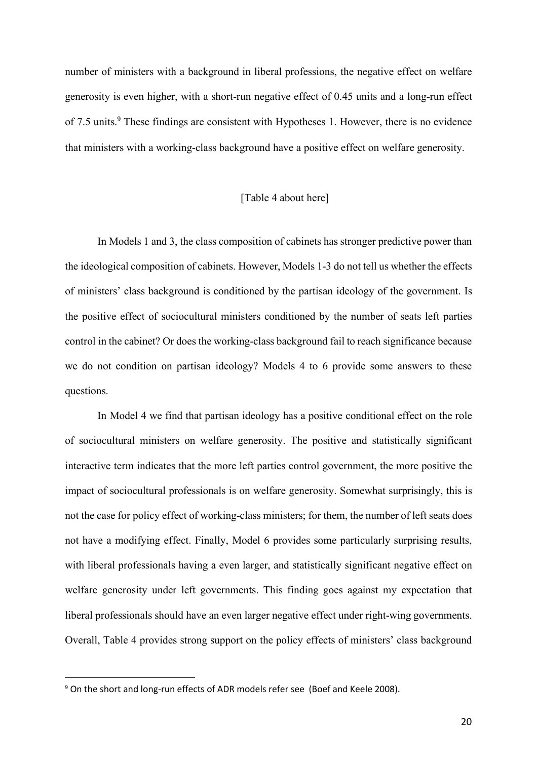number of ministers with a background in liberal professions, the negative effect on welfare generosity is even higher, with a short-run negative effect of 0.45 units and a long-run effect of 7.5 units.[9] These findings are consistent with Hypotheses 1. However, there is no evidence that ministers with a working-class background have a positive effect on welfare generosity.

[Table 4 about here]

In Models 1 and 3, the class composition of cabinets has stronger predictive power than the ideological composition of cabinets. However, Models 1-3 do not tell us whether the effects of ministers' class background is conditioned by the partisan ideology of the government. Is the positive effect of sociocultural ministers conditioned by the number of seats left parties control in the cabinet? Or does the working-class background fail to reach significance because we do not condition on partisan ideology? Models 4 to 6 provide some answers to these questions.

In Model 4 we find that partisan ideology has a positive conditional effect on the role of sociocultural ministers on welfare generosity. The positive and statistically significant interactive term indicates that the more left parties control government, the more positive the impact of sociocultural professionals is on welfare generosity. Somewhat surprisingly, this is not the case for policy effect of working-class ministers; for them, the number of left seats does not have a modifying effect. Finally, Model 6 provides some particularly surprising results, with liberal professionals having a even larger, and statistically significant negative effect on welfare generosity under left governments. This finding goes against my expectation that liberal professionals should have an even larger negative effect under right-wing governments. Overall, Table 4 provides strong support on the policy effects of ministers' class background

[9] On the short and long-run effects of ADR models refer see (Boef and Keele 2008).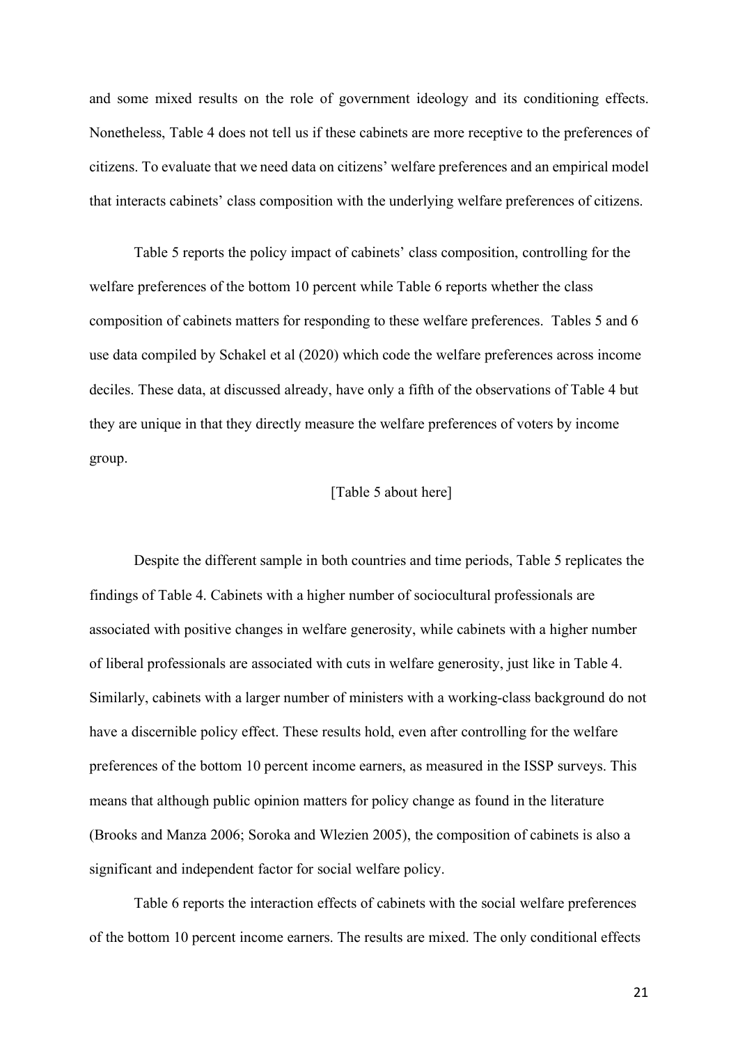and some mixed results on the role of government ideology and its conditioning effects. Nonetheless, Table 4 does not tell us if these cabinets are more receptive to the preferences of citizens. To evaluate that we need data on citizens' welfare preferences and an empirical model that interacts cabinets' class composition with the underlying welfare preferences of citizens.

Table 5 reports the policy impact of cabinets' class composition, controlling for the welfare preferences of the bottom 10 percent while Table 6 reports whether the class composition of cabinets matters for responding to these welfare preferences. Tables 5 and 6 use data compiled by Schakel et al (2020) which code the welfare preferences across income deciles. These data, at discussed already, have only a fifth of the observations of Table 4 but they are unique in that they directly measure the welfare preferences of voters by income group.

[Table 5 about here]

Despite the different sample in both countries and time periods, Table 5 replicates the findings of Table 4. Cabinets with a higher number of sociocultural professionals are associated with positive changes in welfare generosity, while cabinets with a higher number of liberal professionals are associated with cuts in welfare generosity, just like in Table 4. Similarly, cabinets with a larger number of ministers with a working-class background do not have a discernible policy effect. These results hold, even after controlling for the welfare preferences of the bottom 10 percent income earners, as measured in the ISSP surveys. This means that although public opinion matters for policy change as found in the literature (Brooks and Manza 2006; Soroka and Wlezien 2005), the composition of cabinets is also a significant and independent factor for social welfare policy.

Table 6 reports the interaction effects of cabinets with the social welfare preferences of the bottom 10 percent income earners. The results are mixed. The only conditional effects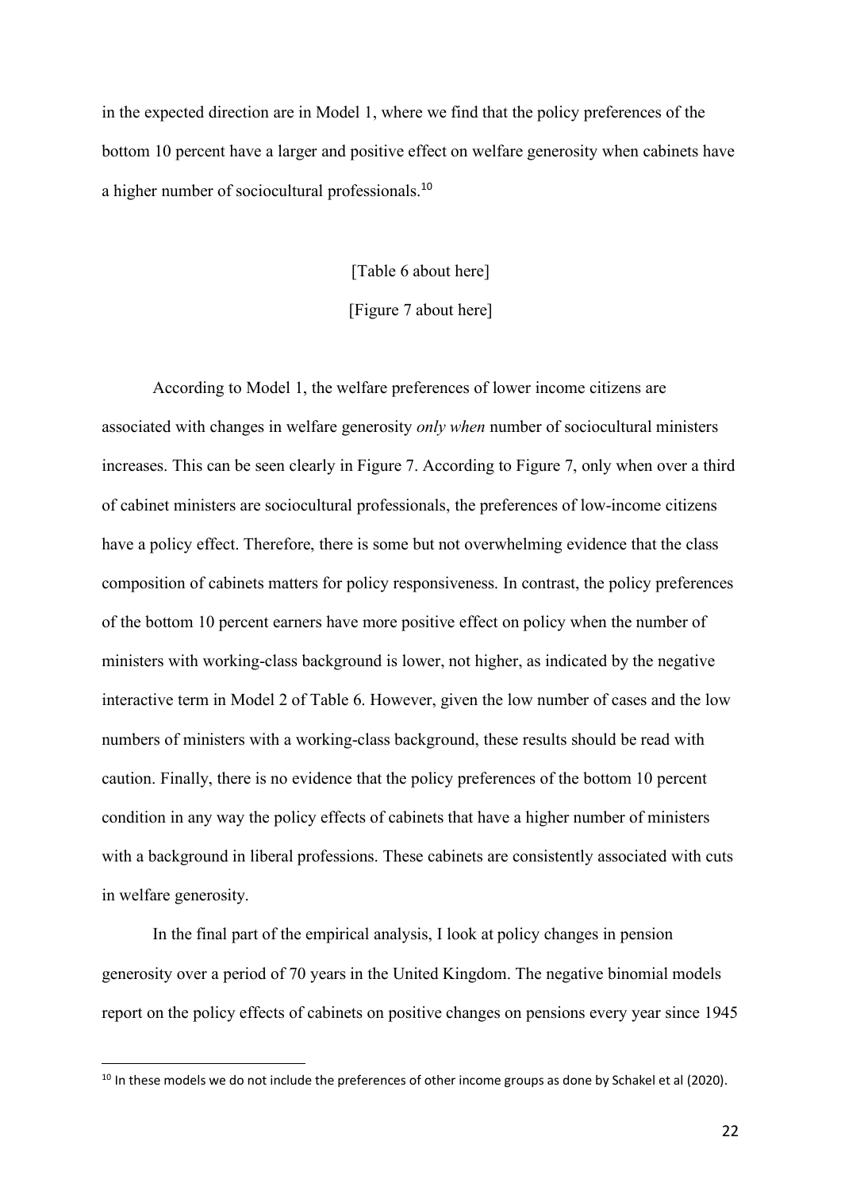in the expected direction are in Model 1, where we find that the policy preferences of the bottom 10 percent have a larger and positive effect on welfare generosity when cabinets have a higher number of sociocultural professionals.[10]

[Table 6 about here]

[Figure 7 about here]

According to Model 1, the welfare preferences of lower income citizens are associated with changes in welfare generosity *only when* number of sociocultural ministers increases. This can be seen clearly in Figure 7. According to Figure 7, only when over a third of cabinet ministers are sociocultural professionals, the preferences of low-income citizens have a policy effect. Therefore, there is some but not overwhelming evidence that the class composition of cabinets matters for policy responsiveness. In contrast, the policy preferences of the bottom 10 percent earners have more positive effect on policy when the number of ministers with working-class background is lower, not higher, as indicated by the negative interactive term in Model 2 of Table 6. However, given the low number of cases and the low numbers of ministers with a working-class background, these results should be read with caution. Finally, there is no evidence that the policy preferences of the bottom 10 percent condition in any way the policy effects of cabinets that have a higher number of ministers with a background in liberal professions. These cabinets are consistently associated with cuts in welfare generosity.

In the final part of the empirical analysis, I look at policy changes in pension generosity over a period of 70 years in the United Kingdom. The negative binomial models report on the policy effects of cabinets on positive changes on pensions every year since 1945

[10] In these models we do not include the preferences of other income groups as done by Schakel et al (2020).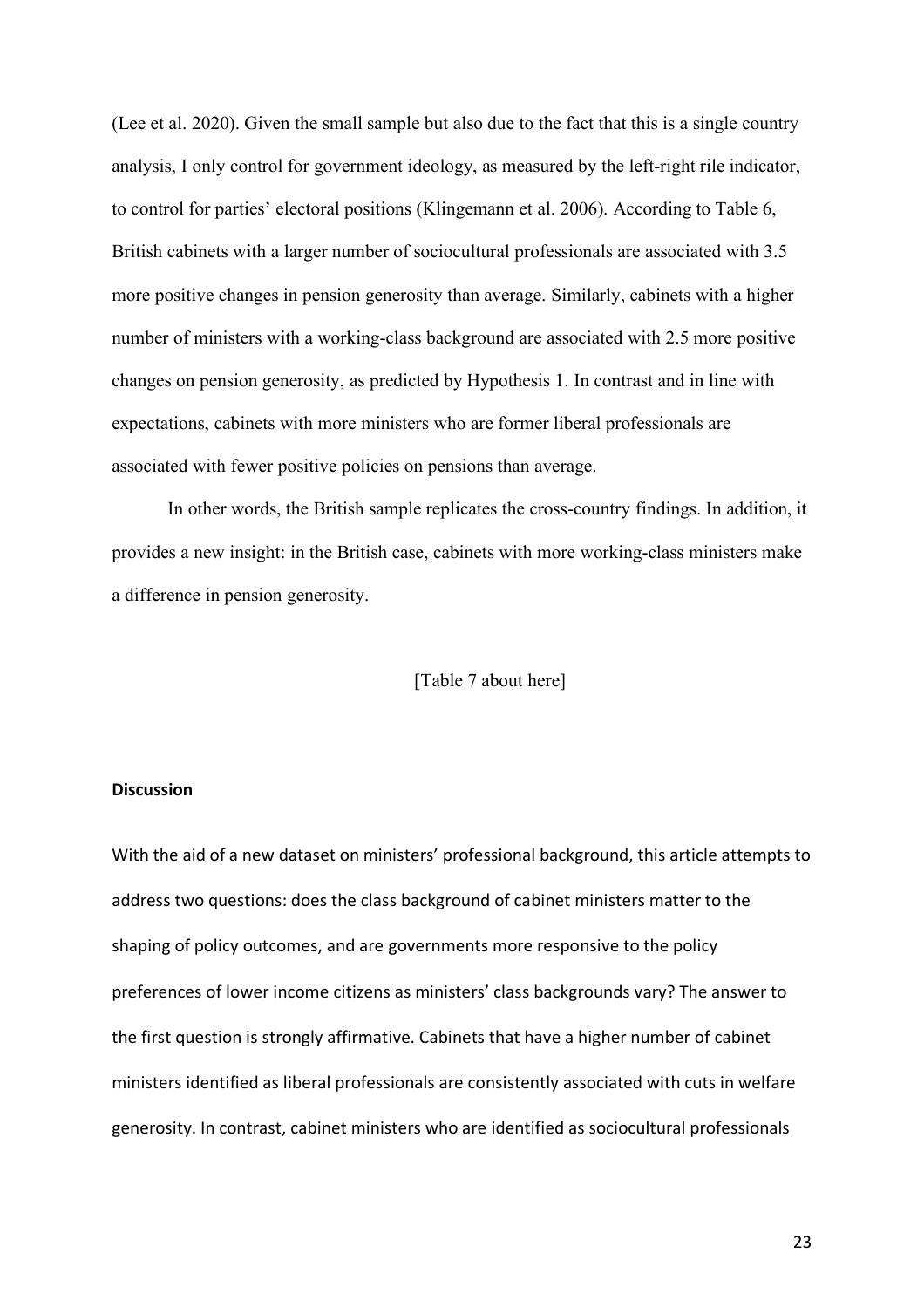(Lee et al. 2020). Given the small sample but also due to the fact that this is a single country analysis, I only control for government ideology, as measured by the left-right rile indicator, to control for parties' electoral positions (Klingemann et al. 2006). According to Table 6, British cabinets with a larger number of sociocultural professionals are associated with 3.5 more positive changes in pension generosity than average. Similarly, cabinets with a higher number of ministers with a working-class background are associated with 2.5 more positive changes on pension generosity, as predicted by Hypothesis 1. In contrast and in line with expectations, cabinets with more ministers who are former liberal professionals are associated with fewer positive policies on pensions than average.

In other words, the British sample replicates the cross-country findings. In addition, it provides a new insight: in the British case, cabinets with more working-class ministers make a difference in pension generosity.

[Table 7 about here]

### Discussion

With the aid of a new dataset on ministers' professional background, this article attempts to address two questions: does the class background of cabinet ministers matter to the shaping of policy outcomes, and are governments more responsive to the policy preferences of lower income citizens as ministers' class backgrounds vary? The answer to the first question is strongly affirmative. Cabinets that have a higher number of cabinet ministers identified as liberal professionals are consistently associated with cuts in welfare generosity. In contrast, cabinet ministers who are identified as sociocultural professionals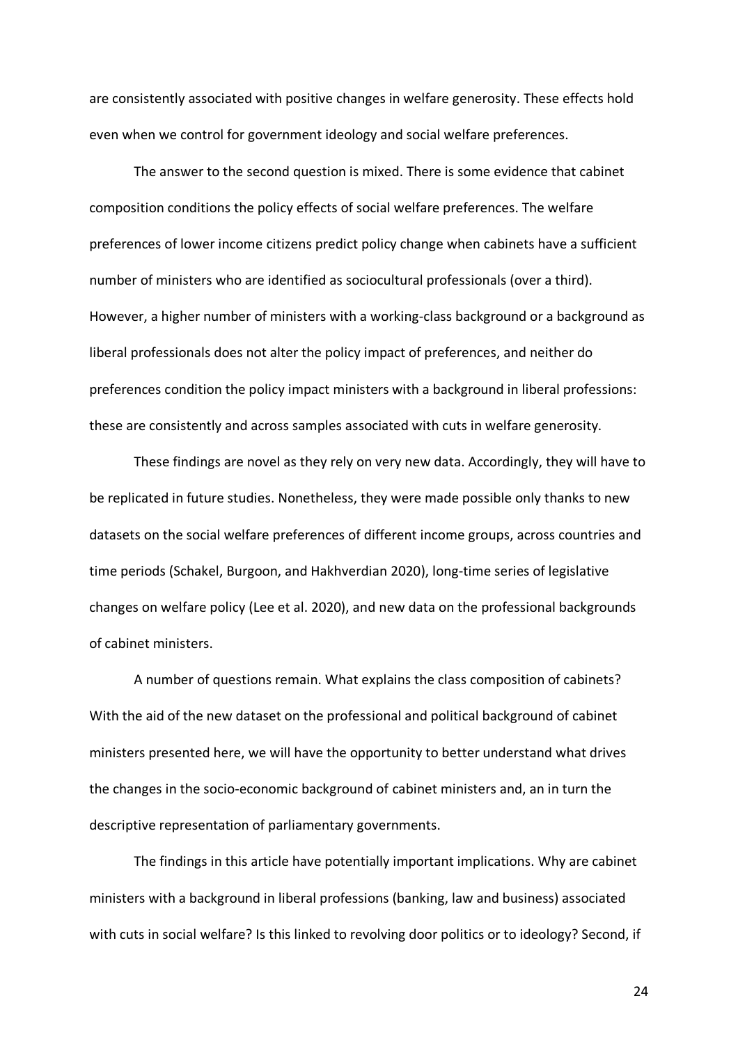are consistently associated with positive changes in welfare generosity. These effects hold even when we control for government ideology and social welfare preferences.

The answer to the second question is mixed. There is some evidence that cabinet composition conditions the policy effects of social welfare preferences. The welfare preferences of lower income citizens predict policy change when cabinets have a sufficient number of ministers who are identified as sociocultural professionals (over a third). However, a higher number of ministers with a working-class background or a background as liberal professionals does not alter the policy impact of preferences, and neither do preferences condition the policy impact ministers with a background in liberal professions: these are consistently and across samples associated with cuts in welfare generosity.

These findings are novel as they rely on very new data. Accordingly, they will have to be replicated in future studies. Nonetheless, they were made possible only thanks to new datasets on the social welfare preferences of different income groups, across countries and time periods (Schakel, Burgoon, and Hakhverdian 2020), long-time series of legislative changes on welfare policy (Lee et al. 2020), and new data on the professional backgrounds of cabinet ministers.

A number of questions remain. What explains the class composition of cabinets? With the aid of the new dataset on the professional and political background of cabinet ministers presented here, we will have the opportunity to better understand what drives the changes in the socio-economic background of cabinet ministers and, an in turn the descriptive representation of parliamentary governments.

The findings in this article have potentially important implications. Why are cabinet ministers with a background in liberal professions (banking, law and business) associated with cuts in social welfare? Is this linked to revolving door politics or to ideology? Second, if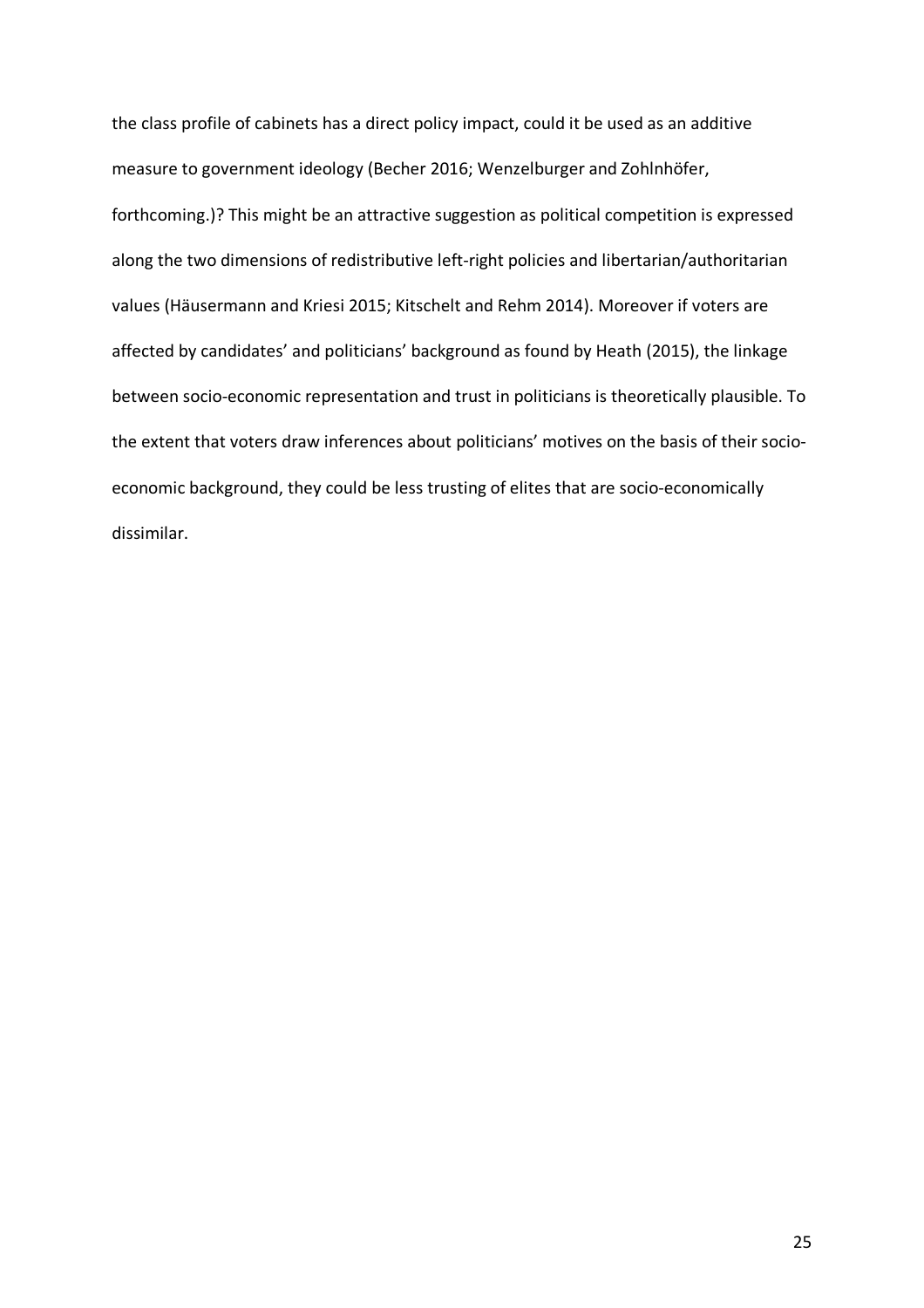the class profile of cabinets has a direct policy impact, could it be used as an additive measure to government ideology (Becher 2016; Wenzelburger and Zohlnhöfer, forthcoming.)? This might be an attractive suggestion as political competition is expressed along the two dimensions of redistributive left-right policies and libertarian/authoritarian values (Häusermann and Kriesi 2015; Kitschelt and Rehm 2014). Moreover if voters are affected by candidates' and politicians' background as found by Heath (2015), the linkage between socio-economic representation and trust in politicians is theoretically plausible. To the extent that voters draw inferences about politicians' motives on the basis of their socio-economic background, they could be less trusting of elites that are socio-economically dissimilar.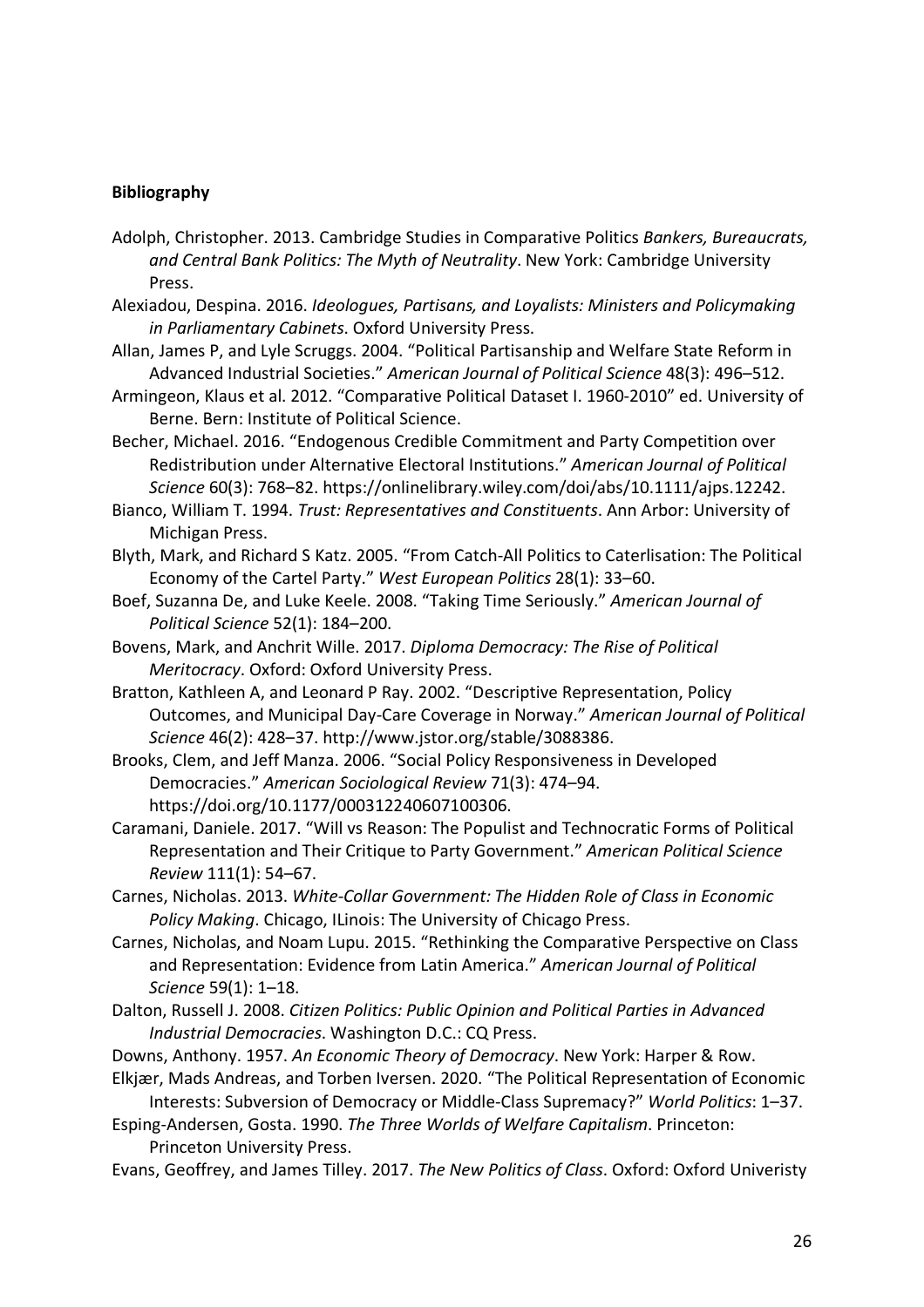**Bibliography**

Adolph, Christopher. 2013. Cambridge Studies in Comparative Politics *Bankers, Bureaucrats, and Central Bank Politics: The Myth of Neutrality*. New York: Cambridge University Press.

Alexiadou, Despina. 2016. *Ideologues, Partisans, and Loyalists: Ministers and Policymaking in Parliamentary Cabinets*. Oxford University Press.

Allan, James P, and Lyle Scruggs. 2004. "Political Partisanship and Welfare State Reform in Advanced Industrial Societies." *American Journal of Political Science* 48(3): 496–512.

Armingeon, Klaus et al. 2012. "Comparative Political Dataset I. 1960-2010" ed. University of Berne. Bern: Institute of Political Science.

Becher, Michael. 2016. "Endogenous Credible Commitment and Party Competition over Redistribution under Alternative Electoral Institutions." *American Journal of Political Science* 60(3): 768–82. https://onlinelibrary.wiley.com/doi/abs/10.1111/ajps.12242.

Bianco, William T. 1994. *Trust: Representatives and Constituents*. Ann Arbor: University of Michigan Press.

Blyth, Mark, and Richard S Katz. 2005. "From Catch-All Politics to Caterlisation: The Political Economy of the Cartel Party." *West European Politics* 28(1): 33–60.

Boef, Suzanna De, and Luke Keele. 2008. "Taking Time Seriously." *American Journal of Political Science* 52(1): 184–200.

Bovens, Mark, and Anchrit Wille. 2017. *Diploma Democracy: The Rise of Political Meritocracy*. Oxford: Oxford University Press.

Bratton, Kathleen A, and Leonard P Ray. 2002. "Descriptive Representation, Policy Outcomes, and Municipal Day-Care Coverage in Norway." *American Journal of Political Science* 46(2): 428–37. http://www.jstor.org/stable/3088386.

Brooks, Clem, and Jeff Manza. 2006. "Social Policy Responsiveness in Developed Democracies." *American Sociological Review* 71(3): 474–94. https://doi.org/10.1177/000312240607100306.

Caramani, Daniele. 2017. "Will vs Reason: The Populist and Technocratic Forms of Political Representation and Their Critique to Party Government." *American Political Science Review* 111(1): 54–67.

Carnes, Nicholas. 2013. *White-Collar Government: The Hidden Role of Class in Economic Policy Making*. Chicago, ILinois: The University of Chicago Press.

Carnes, Nicholas, and Noam Lupu. 2015. "Rethinking the Comparative Perspective on Class and Representation: Evidence from Latin America." *American Journal of Political Science* 59(1): 1–18.

Dalton, Russell J. 2008. *Citizen Politics: Public Opinion and Political Parties in Advanced Industrial Democracies*. Washington D.C.: CQ Press.

Downs, Anthony. 1957. *An Economic Theory of Democracy*. New York: Harper & Row.

Elkjær, Mads Andreas, and Torben Iversen. 2020. "The Political Representation of Economic Interests: Subversion of Democracy or Middle-Class Supremacy?" *World Politics*: 1–37.

Esping-Andersen, Gosta. 1990. *The Three Worlds of Welfare Capitalism*. Princeton: Princeton University Press.

Evans, Geoffrey, and James Tilley. 2017. *The New Politics of Class*. Oxford: Oxford Univeristy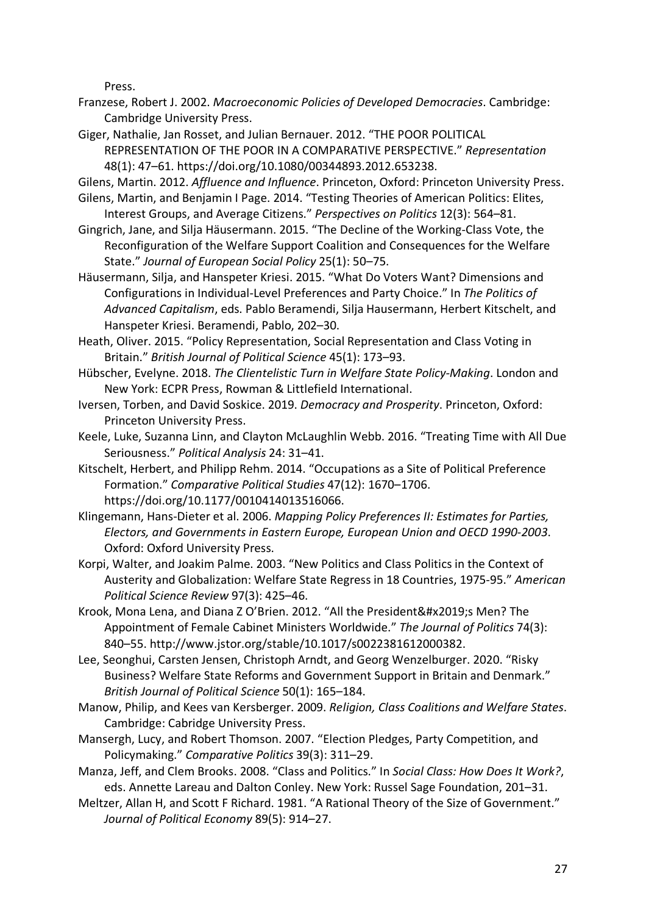Press.

Franzese, Robert J. 2002. *Macroeconomic Policies of Developed Democracies*. Cambridge: Cambridge University Press.

Giger, Nathalie, Jan Rosset, and Julian Bernauer. 2012. "THE POOR POLITICAL REPRESENTATION OF THE POOR IN A COMPARATIVE PERSPECTIVE." *Representation* 48(1): 47–61. https://doi.org/10.1080/00344893.2012.653238.

Gilens, Martin. 2012. *Affluence and Influence*. Princeton, Oxford: Princeton University Press.

Gilens, Martin, and Benjamin I Page. 2014. "Testing Theories of American Politics: Elites, Interest Groups, and Average Citizens." *Perspectives on Politics* 12(3): 564–81.

Gingrich, Jane, and Silja Häusermann. 2015. "The Decline of the Working-Class Vote, the Reconfiguration of the Welfare Support Coalition and Consequences for the Welfare State." *Journal of European Social Policy* 25(1): 50–75.

Häusermann, Silja, and Hanspeter Kriesi. 2015. "What Do Voters Want? Dimensions and Configurations in Individual-Level Preferences and Party Choice." In *The Politics of Advanced Capitalism*, eds. Pablo Beramendi, Silja Hausermann, Herbert Kitschelt, and Hanspeter Kriesi. Beramendi, Pablo, 202–30.

Heath, Oliver. 2015. "Policy Representation, Social Representation and Class Voting in Britain." *British Journal of Political Science* 45(1): 173–93.

Hübscher, Evelyne. 2018. *The Clientelistic Turn in Welfare State Policy-Making*. London and New York: ECPR Press, Rowman & Littlefield International.

Iversen, Torben, and David Soskice. 2019. *Democracy and Prosperity*. Princeton, Oxford: Princeton University Press.

Keele, Luke, Suzanna Linn, and Clayton McLaughlin Webb. 2016. "Treating Time with All Due Seriousness." *Political Analysis* 24: 31–41.

Kitschelt, Herbert, and Philipp Rehm. 2014. "Occupations as a Site of Political Preference Formation." *Comparative Political Studies* 47(12): 1670–1706. https://doi.org/10.1177/0010414013516066.

Klingemann, Hans-Dieter et al. 2006. *Mapping Policy Preferences II: Estimates for Parties, Electors, and Governments in Eastern Europe, European Union and OECD 1990-2003*. Oxford: Oxford University Press.

Korpi, Walter, and Joakim Palme. 2003. "New Politics and Class Politics in the Context of Austerity and Globalization: Welfare State Regress in 18 Countries, 1975-95." *American Political Science Review* 97(3): 425–46.

Krook, Mona Lena, and Diana Z O'Brien. 2012. "All the President&#x2019;s Men? The Appointment of Female Cabinet Ministers Worldwide." *The Journal of Politics* 74(3): 840–55. http://www.jstor.org/stable/10.1017/s0022381612000382.

Lee, Seonghui, Carsten Jensen, Christoph Arndt, and Georg Wenzelburger. 2020. "Risky Business? Welfare State Reforms and Government Support in Britain and Denmark." *British Journal of Political Science* 50(1): 165–184.

Manow, Philip, and Kees van Kersberger. 2009. *Religion, Class Coalitions and Welfare States*. Cambridge: Cabridge University Press.

Mansergh, Lucy, and Robert Thomson. 2007. "Election Pledges, Party Competition, and Policymaking." *Comparative Politics* 39(3): 311–29.

Manza, Jeff, and Clem Brooks. 2008. "Class and Politics." In *Social Class: How Does It Work?*, eds. Annette Lareau and Dalton Conley. New York: Russel Sage Foundation, 201–31.

Meltzer, Allan H, and Scott F Richard. 1981. "A Rational Theory of the Size of Government." *Journal of Political Economy* 89(5): 914–27.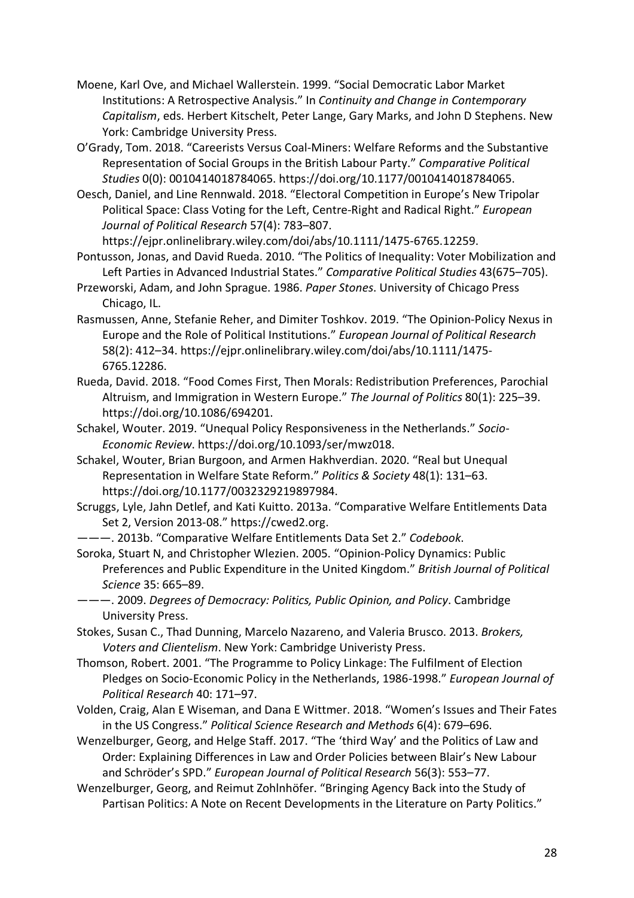Moene, Karl Ove, and Michael Wallerstein. 1999. "Social Democratic Labor Market Institutions: A Retrospective Analysis." In *Continuity and Change in Contemporary Capitalism*, eds. Herbert Kitschelt, Peter Lange, Gary Marks, and John D Stephens. New York: Cambridge University Press.

O'Grady, Tom. 2018. "Careerists Versus Coal-Miners: Welfare Reforms and the Substantive Representation of Social Groups in the British Labour Party." *Comparative Political Studies* 0(0): 0010414018784065. https://doi.org/10.1177/0010414018784065.

Oesch, Daniel, and Line Rennwald. 2018. "Electoral Competition in Europe's New Tripolar Political Space: Class Voting for the Left, Centre-Right and Radical Right." *European Journal of Political Research* 57(4): 783–807. https://ejpr.onlinelibrary.wiley.com/doi/abs/10.1111/1475-6765.12259.

Pontusson, Jonas, and David Rueda. 2010. "The Politics of Inequality: Voter Mobilization and Left Parties in Advanced Industrial States." *Comparative Political Studies* 43(675–705).

Przeworski, Adam, and John Sprague. 1986. *Paper Stones*. University of Chicago Press Chicago, IL.

Rasmussen, Anne, Stefanie Reher, and Dimiter Toshkov. 2019. "The Opinion-Policy Nexus in Europe and the Role of Political Institutions." *European Journal of Political Research* 58(2): 412–34. https://ejpr.onlinelibrary.wiley.com/doi/abs/10.1111/1475-6765.12286.

Rueda, David. 2018. "Food Comes First, Then Morals: Redistribution Preferences, Parochial Altruism, and Immigration in Western Europe." *The Journal of Politics* 80(1): 225–39. https://doi.org/10.1086/694201.

Schakel, Wouter. 2019. "Unequal Policy Responsiveness in the Netherlands." *Socio-Economic Review*. https://doi.org/10.1093/ser/mwz018.

Schakel, Wouter, Brian Burgoon, and Armen Hakhverdian. 2020. "Real but Unequal Representation in Welfare State Reform." *Politics & Society* 48(1): 131–63. https://doi.org/10.1177/0032329219897984.

Scruggs, Lyle, Jahn Detlef, and Kati Kuitto. 2013a. "Comparative Welfare Entitlements Data Set 2, Version 2013-08." https://cwed2.org.

———. 2013b. "Comparative Welfare Entitlements Data Set 2." *Codebook*.

Soroka, Stuart N, and Christopher Wlezien. 2005. "Opinion-Policy Dynamics: Public Preferences and Public Expenditure in the United Kingdom." *British Journal of Political Science* 35: 665–89.

———. 2009. *Degrees of Democracy: Politics, Public Opinion, and Policy*. Cambridge University Press.

Stokes, Susan C., Thad Dunning, Marcelo Nazareno, and Valeria Brusco. 2013. *Brokers, Voters and Clientelism*. New York: Cambridge Univeristy Press.

Thomson, Robert. 2001. "The Programme to Policy Linkage: The Fulfilment of Election Pledges on Socio-Economic Policy in the Netherlands, 1986-1998." *European Journal of Political Research* 40: 171–97.

Volden, Craig, Alan E Wiseman, and Dana E Wittmer. 2018. "Women's Issues and Their Fates in the US Congress." *Political Science Research and Methods* 6(4): 679–696.

Wenzelburger, Georg, and Helge Staff. 2017. "The 'third Way' and the Politics of Law and Order: Explaining Differences in Law and Order Policies between Blair's New Labour and Schröder's SPD." *European Journal of Political Research* 56(3): 553–77.

Wenzelburger, Georg, and Reimut Zohlnhöfer. "Bringing Agency Back into the Study of Partisan Politics: A Note on Recent Developments in the Literature on Party Politics."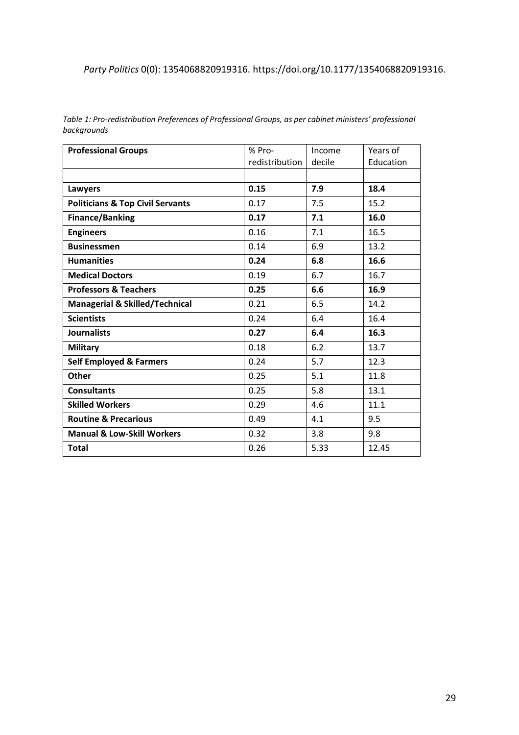*Table 1: Pro-redistribution Preferences of Professional Groups, as per cabinet ministers' professional backgrounds*

| Professional Groups | % Pro-redistribution | Income decile | Years of Education |
|---|---|---|---|
| | | | |
| **Lawyers** | **0.15** | **7.9** | **18.4** |
| **Politicians & Top Civil Servants** | 0.17 | 7.5 | 15.2 |
| **Finance/Banking** | **0.17** | **7.1** | **16.0** |
| **Engineers** | 0.16 | 7.1 | 16.5 |
| **Businessmen** | 0.14 | 6.9 | 13.2 |
| **Humanities** | **0.24** | **6.8** | **16.6** |
| **Medical Doctors** | 0.19 | 6.7 | 16.7 |
| **Professors & Teachers** | **0.25** | **6.6** | **16.9** |
| **Managerial & Skilled/Technical** | 0.21 | 6.5 | 14.2 |
| **Scientists** | 0.24 | 6.4 | 16.4 |
| **Journalists** | **0.27** | **6.4** | **16.3** |
| **Military** | 0.18 | 6.2 | 13.7 |
| **Self Employed & Farmers** | 0.24 | 5.7 | 12.3 |
| **Other** | 0.25 | 5.1 | 11.8 |
| **Consultants** | 0.25 | 5.8 | 13.1 |
| **Skilled Workers** | 0.29 | 4.6 | 11.1 |
| **Routine & Precarious** | 0.49 | 4.1 | 9.5 |
| **Manual & Low-Skill Workers** | 0.32 | 3.8 | 9.8 |
| **Total** | 0.26 | 5.33 | 12.45 |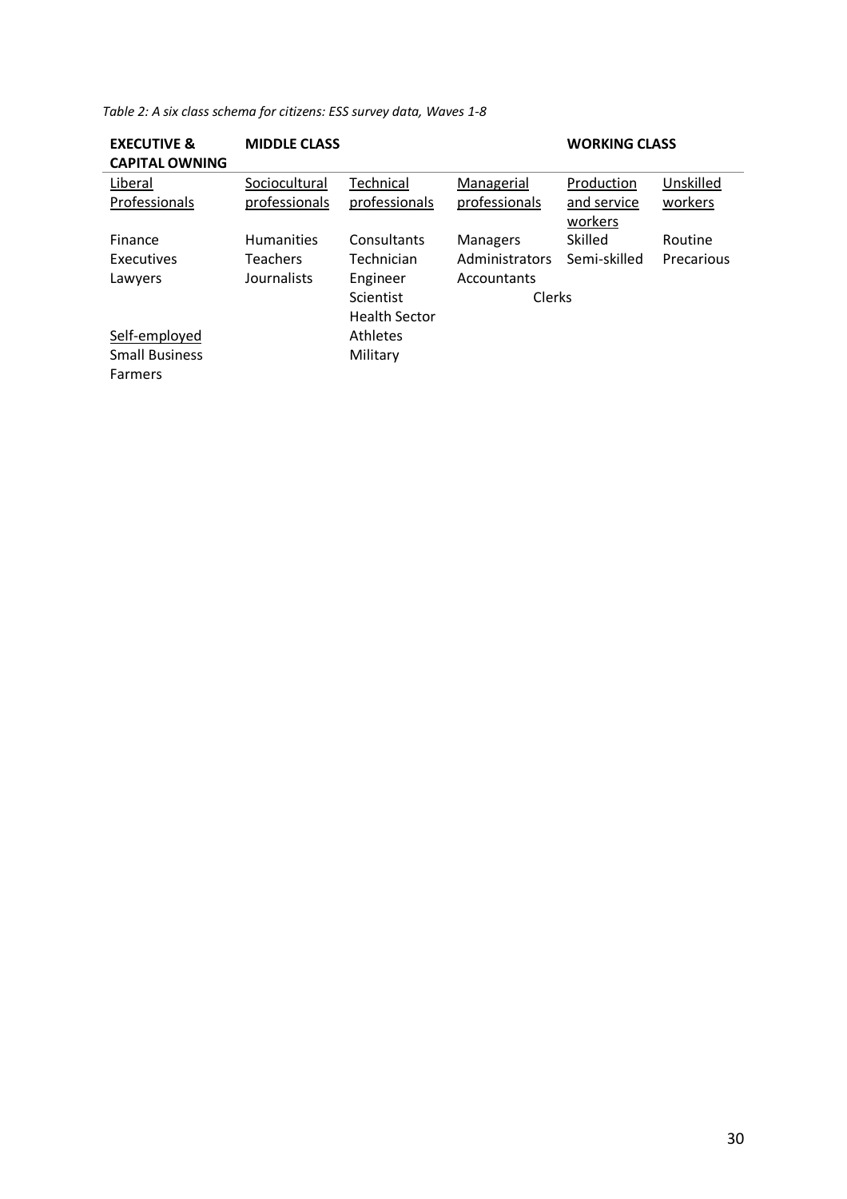*Table 2: A six class schema for citizens: ESS survey data, Waves 1-8*

| EXECUTIVE & CAPITAL OWNING | MIDDLE CLASS | | | WORKING CLASS | |
|---|---|---|---|---|---|
| Liberal Professionals | Sociocultural professionals | Technical professionals | Managerial professionals | Production and service workers | Unskilled workers |
| Finance | Humanities | Consultants | Managers | Skilled | Routine |
| Executives | Teachers | Technician | Administrators | Semi-skilled | Precarious |
| Lawyers | Journalists | Engineer | Accountants | | |
| | | Scientist | Clerks | Clerks | |
| | | Health Sector | | | |
| Self-employed | | Athletes | | | |
| Small Business | | Military | | | |
| Farmers | | | | | |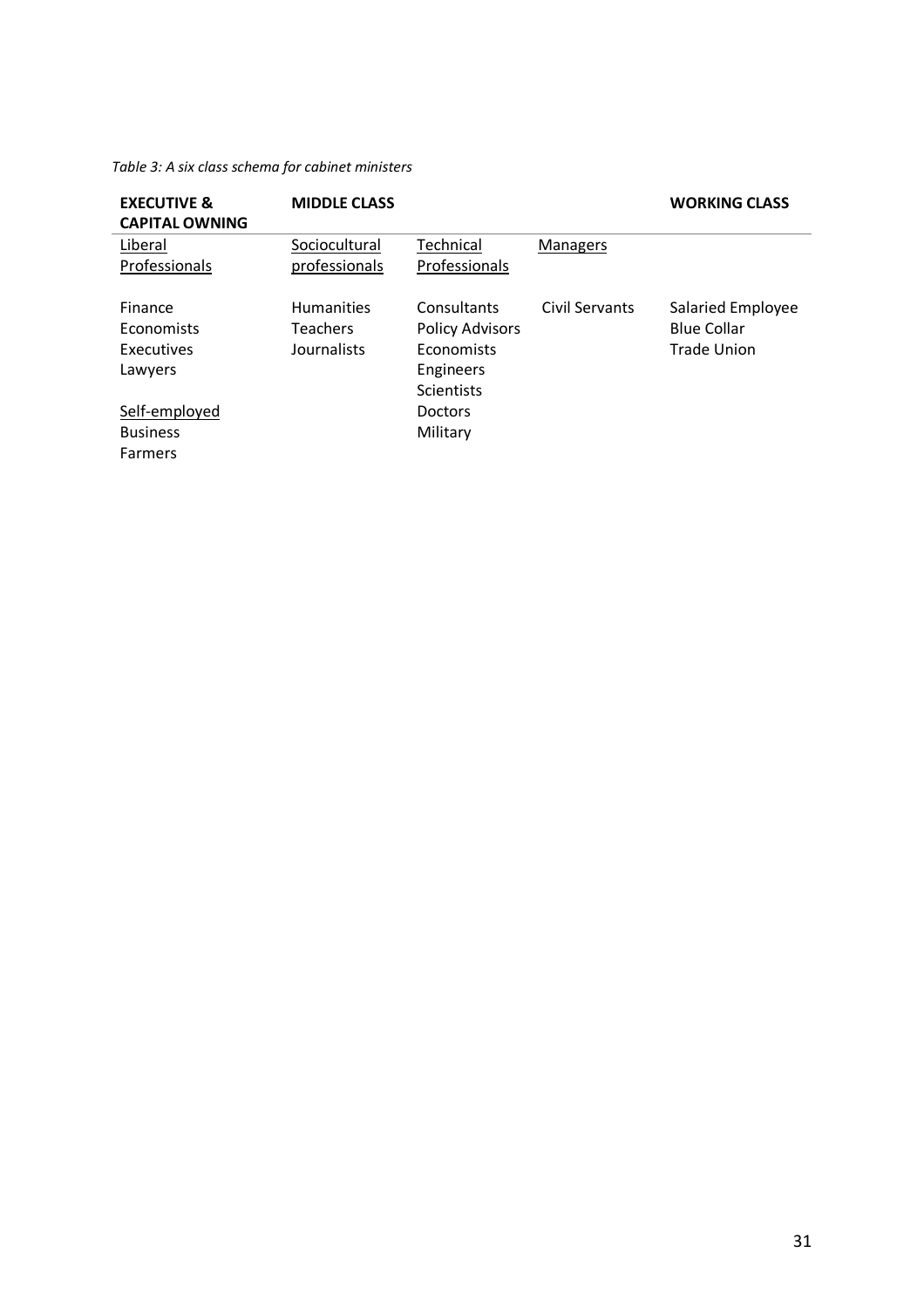*Table 3: A six class schema for cabinet ministers*

| EXECUTIVE & CAPITAL OWNING | MIDDLE CLASS | | | WORKING CLASS |
|---|---|---|---|---|
| Liberal Professionals | Sociocultural professionals | Technical Professionals | Managers | |
| Finance<br>Economists<br>Executives<br>Lawyers | Humanities<br>Teachers<br>Journalists | Consultants<br>Policy Advisors<br>Economists<br>Engineers<br>Scientists<br>Doctors<br>Military | Civil Servants | Salaried Employee<br>Blue Collar<br>Trade Union |
| Self-employed<br>Business<br>Farmers | | | | |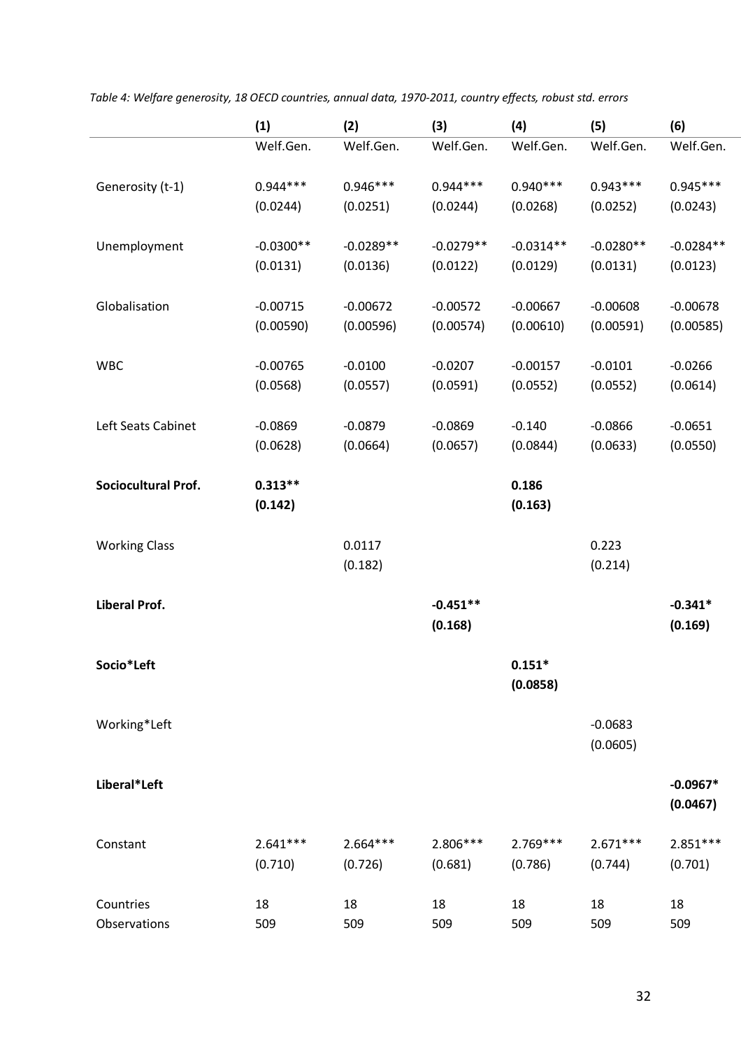*Table 4: Welfare generosity, 18 OECD countries, annual data, 1970-2011, country effects, robust std. errors*

| | (1) | (2) | (3) | (4) | (5) | (6) |
|---|---|---|---|---|---|---|
| | Welf.Gen. | Welf.Gen. | Welf.Gen. | Welf.Gen. | Welf.Gen. | Welf.Gen. |
| Generosity (t-1) | 0.944*** | 0.946*** | 0.944*** | 0.940*** | 0.943*** | 0.945*** |
| | (0.0244) | (0.0251) | (0.0244) | (0.0268) | (0.0252) | (0.0243) |
| Unemployment | -0.0300** | -0.0289** | -0.0279** | -0.0314** | -0.0280** | -0.0284** |
| | (0.0131) | (0.0136) | (0.0122) | (0.0129) | (0.0131) | (0.0123) |
| Globalisation | -0.00715 | -0.00672 | -0.00572 | -0.00667 | -0.00608 | -0.00678 |
| | (0.00590) | (0.00596) | (0.00574) | (0.00610) | (0.00591) | (0.00585) |
| WBC | -0.00765 | -0.0100 | -0.0207 | -0.00157 | -0.0101 | -0.0266 |
| | (0.0568) | (0.0557) | (0.0591) | (0.0552) | (0.0552) | (0.0614) |
| Left Seats Cabinet | -0.0869 | -0.0879 | -0.0869 | -0.140 | -0.0866 | -0.0651 |
| | (0.0628) | (0.0664) | (0.0657) | (0.0844) | (0.0633) | (0.0550) |
| **Sociocultural Prof.** | **0.313**** | | | **0.186** | | |
| | **(0.142)** | | | **(0.163)** | | |
| Working Class | | 0.0117 | | | 0.223 | |
| | | (0.182) | | | (0.214) | |
| **Liberal Prof.** | | | **-0.451**** | | | **-0.341*** |
| | | | **(0.168)** | | | **(0.169)** |
| **Socio*Left** | | | | **0.151*** | | |
| | | | | **(0.0858)** | | |
| Working*Left | | | | | -0.0683 | |
| | | | | | (0.0605) | |
| **Liberal*Left** | | | | | | **-0.0967*** |
| | | | | | | **(0.0467)** |
| Constant | 2.641*** | 2.664*** | 2.806*** | 2.769*** | 2.671*** | 2.851*** |
| | (0.710) | (0.726) | (0.681) | (0.786) | (0.744) | (0.701) |
| Countries | 18 | 18 | 18 | 18 | 18 | 18 |
| Observations | 509 | 509 | 509 | 509 | 509 | 509 |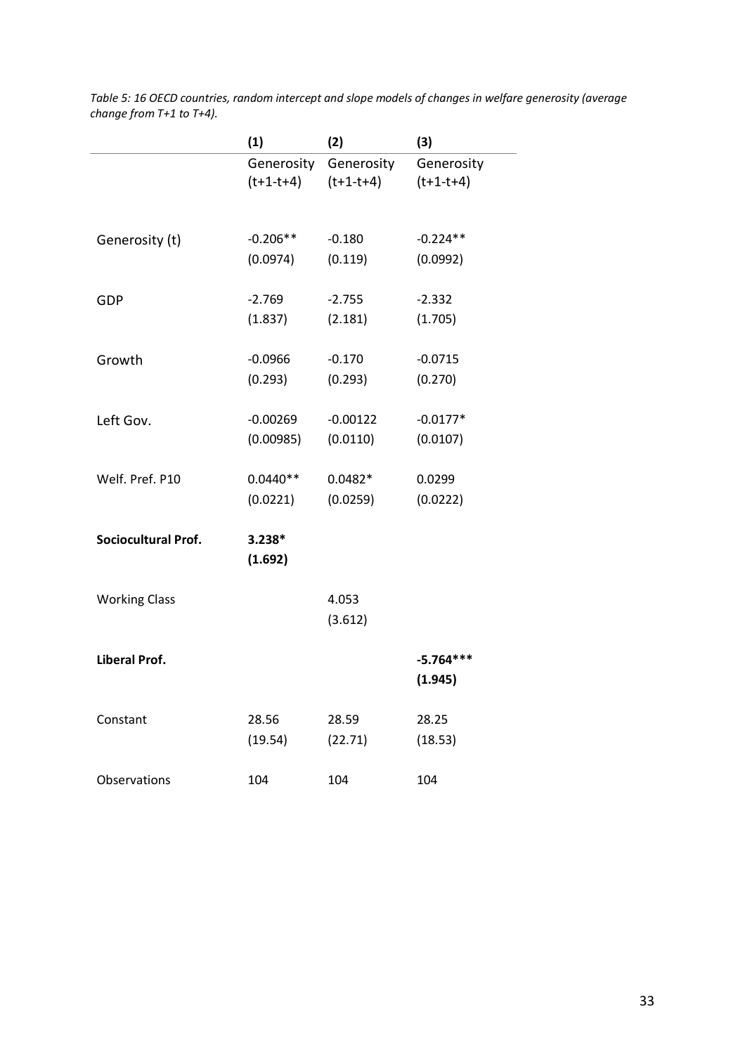*Table 5: 16 OECD countries, random intercept and slope models of changes in welfare generosity (average change from T+1 to T+4).*

| | (1) | (2) | (3) |
|---|---|---|---|
| | Generosity (t+1-t+4) | Generosity (t+1-t+4) | Generosity (t+1-t+4) |
| Generosity (t) | -0.206** | -0.180 | -0.224** |
| | (0.0974) | (0.119) | (0.0992) |
| GDP | -2.769 | -2.755 | -2.332 |
| | (1.837) | (2.181) | (1.705) |
| Growth | -0.0966 | -0.170 | -0.0715 |
| | (0.293) | (0.293) | (0.270) |
| Left Gov. | -0.00269 | -0.00122 | -0.0177* |
| | (0.00985) | (0.0110) | (0.0107) |
| Welf. Pref. P10 | 0.0440** | 0.0482* | 0.0299 |
| | (0.0221) | (0.0259) | (0.0222) |
| **Sociocultural Prof.** | **3.238*** | | |
| | **(1.692)** | | |
| Working Class | | 4.053 | |
| | | (3.612) | |
| **Liberal Prof.** | | | **-5.764***** |
| | | | **(1.945)** |
| Constant | 28.56 | 28.59 | 28.25 |
| | (19.54) | (22.71) | (18.53) |
| Observations | 104 | 104 | 104 |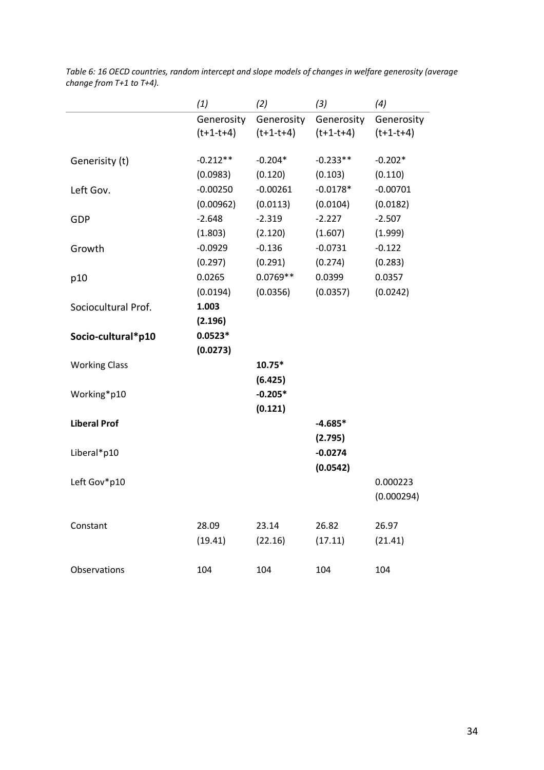*Table 6: 16 OECD countries, random intercept and slope models of changes in welfare generosity (average change from T+1 to T+4).*

| | (1) | (2) | (3) | (4) |
|---|---|---|---|---|
| | Generosity (t+1-t+4) | Generosity (t+1-t+4) | Generosity (t+1-t+4) | Generosity (t+1-t+4) |
| Generisity (t) | -0.212** | -0.204* | -0.233** | -0.202* |
| | (0.0983) | (0.120) | (0.103) | (0.110) |
| Left Gov. | -0.00250 | -0.00261 | -0.0178* | -0.00701 |
| | (0.00962) | (0.0113) | (0.0104) | (0.0182) |
| GDP | -2.648 | -2.319 | -2.227 | -2.507 |
| | (1.803) | (2.120) | (1.607) | (1.999) |
| Growth | -0.0929 | -0.136 | -0.0731 | -0.122 |
| | (0.297) | (0.291) | (0.274) | (0.283) |
| p10 | 0.0265 | 0.0769** | 0.0399 | 0.0357 |
| | (0.0194) | (0.0356) | (0.0357) | (0.0242) |
| Sociocultural Prof. | **1.003** | | | |
| | **(2.196)** | | | |
| **Socio-cultural*p10** | **0.0523*** | | | |
| | **(0.0273)** | | | |
| Working Class | | **10.75*** | | |
| | | **(6.425)** | | |
| Working*p10 | | **-0.205*** | | |
| | | **(0.121)** | | |
| **Liberal Prof** | | | **-4.685*** | |
| | | | **(2.795)** | |
| Liberal*p10 | | | **-0.0274** | |
| | | | **(0.0542)** | |
| Left Gov*p10 | | | | 0.000223 |
| | | | | (0.000294) |
| Constant | 28.09 | 23.14 | 26.82 | 26.97 |
| | (19.41) | (22.16) | (17.11) | (21.41) |
| Observations | 104 | 104 | 104 | 104 |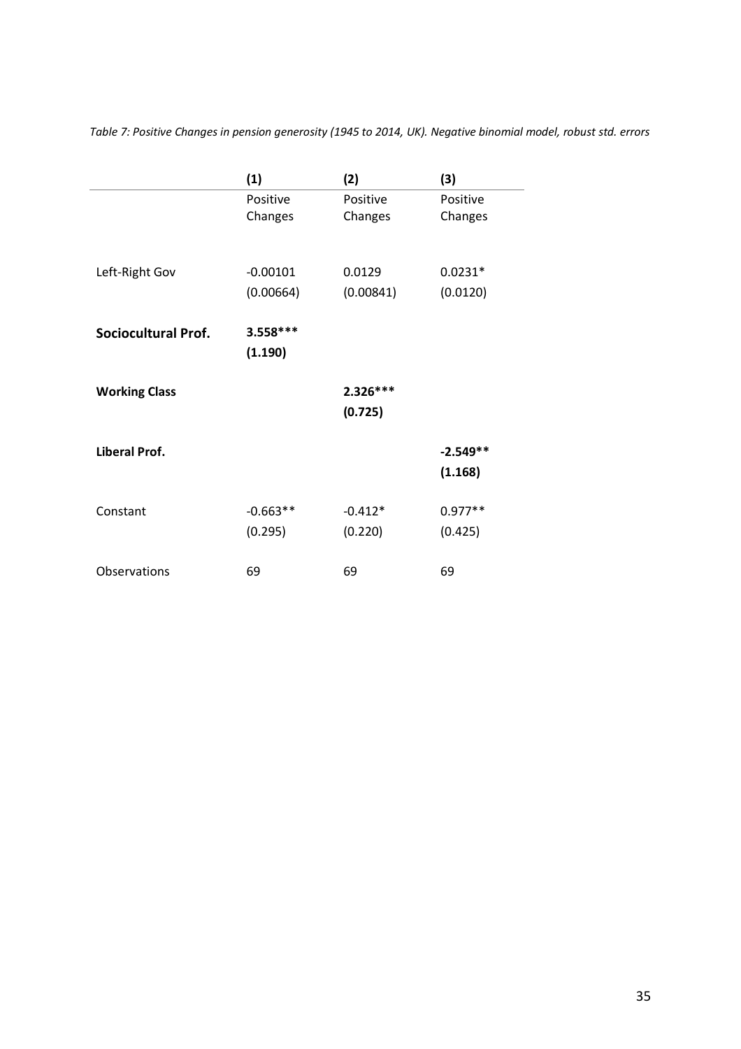*Table 7: Positive Changes in pension generosity (1945 to 2014, UK). Negative binomial model, robust std. errors*

| | (1) | (2) | (3) |
|---|---|---|---|
| | Positive Changes | Positive Changes | Positive Changes |
| Left-Right Gov | -0.00101 | 0.0129 | 0.0231* |
| | (0.00664) | (0.00841) | (0.0120) |
| **Sociocultural Prof.** | **3.558*** ** | | |
| | **(1.190)** | | |
| **Working Class** | | **2.326*** ** | |
| | | **(0.725)** | |
| **Liberal Prof.** | | | **-2.549** ** |
| | | | **(1.168)** |
| Constant | -0.663** | -0.412* | 0.977** |
| | (0.295) | (0.220) | (0.425) |
| Observations | 69 | 69 | 69 |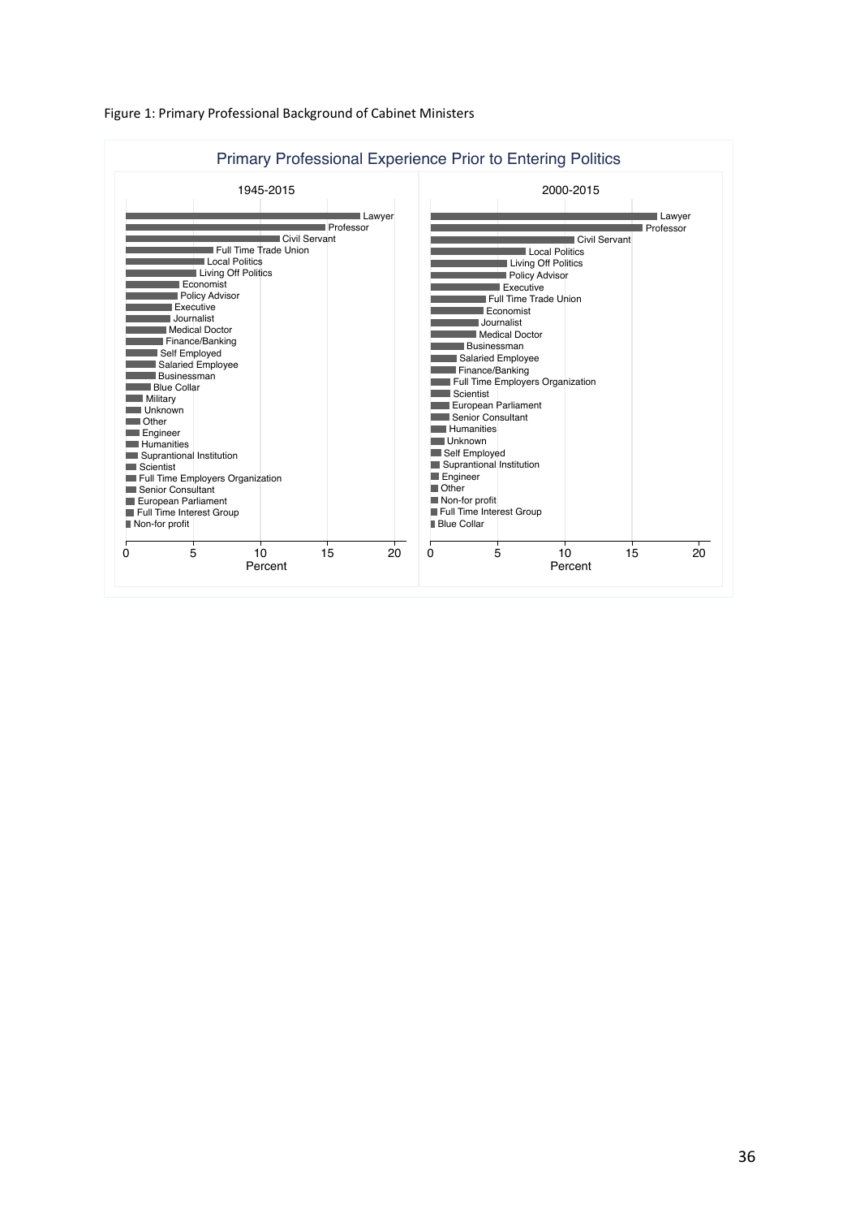Figure 1: Primary Professional Background of Cabinet Ministers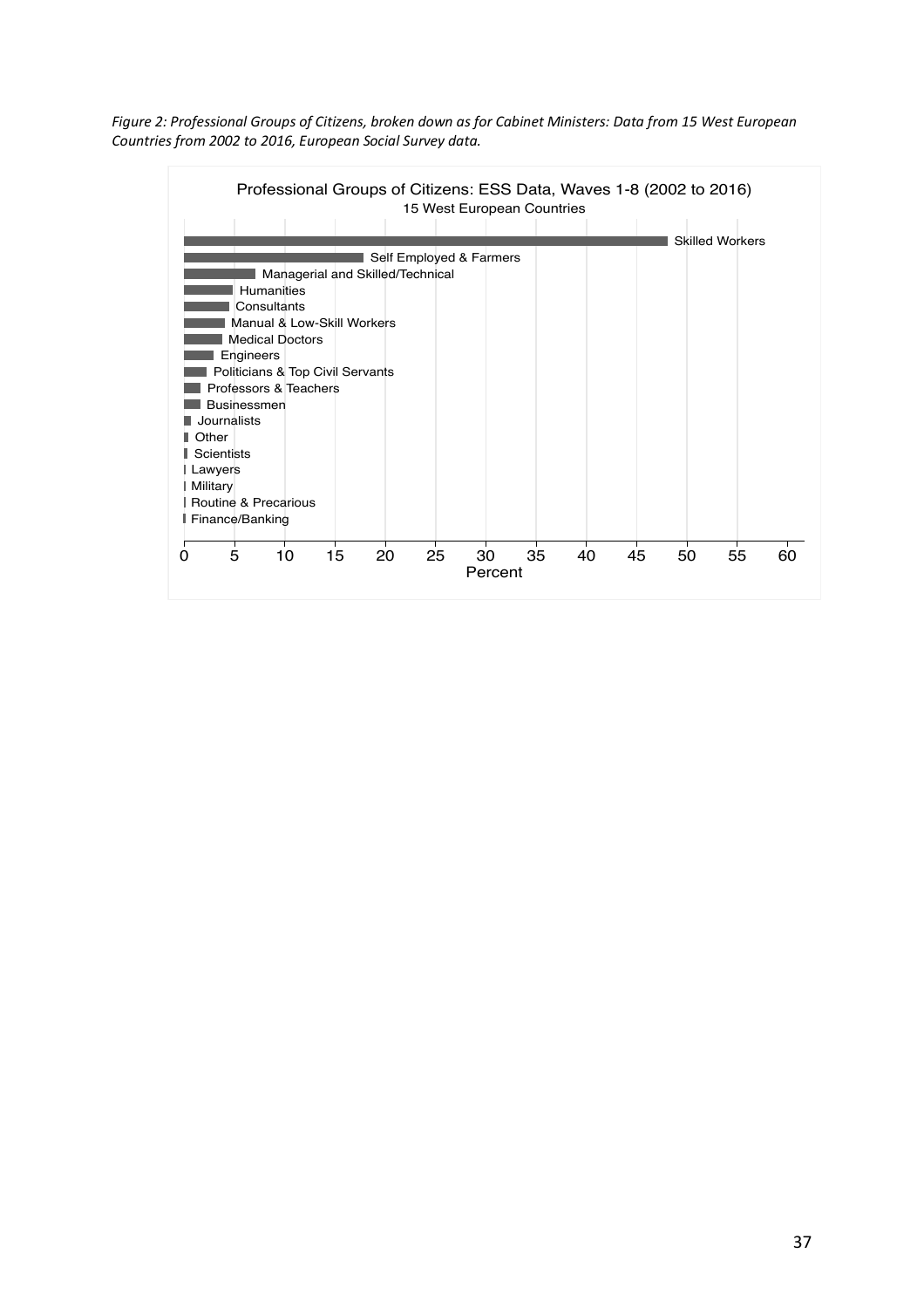*Figure 2: Professional Groups of Citizens, broken down as for Cabinet Ministers: Data from 15 West European Countries from 2002 to 2016, European Social Survey data.*

Professional Groups of Citizens: ESS Data, Waves 1-8 (2002 to 2016)
15 West European Countries

- Skilled Workers
- Self Employed & Farmers
- Managerial and Skilled/Technical
- Humanities
- Consultants
- Manual & Low-Skill Workers
- Medical Doctors
- Engineers
- Politicians & Top Civil Servants
- Professors & Teachers
- Businessmen
- Journalists
- Other
- Scientists
- Lawyers
- Military
- Routine & Precarious
- Finance/Banking

0 5 10 15 20 25 30 35 40 45 50 55 60
Percent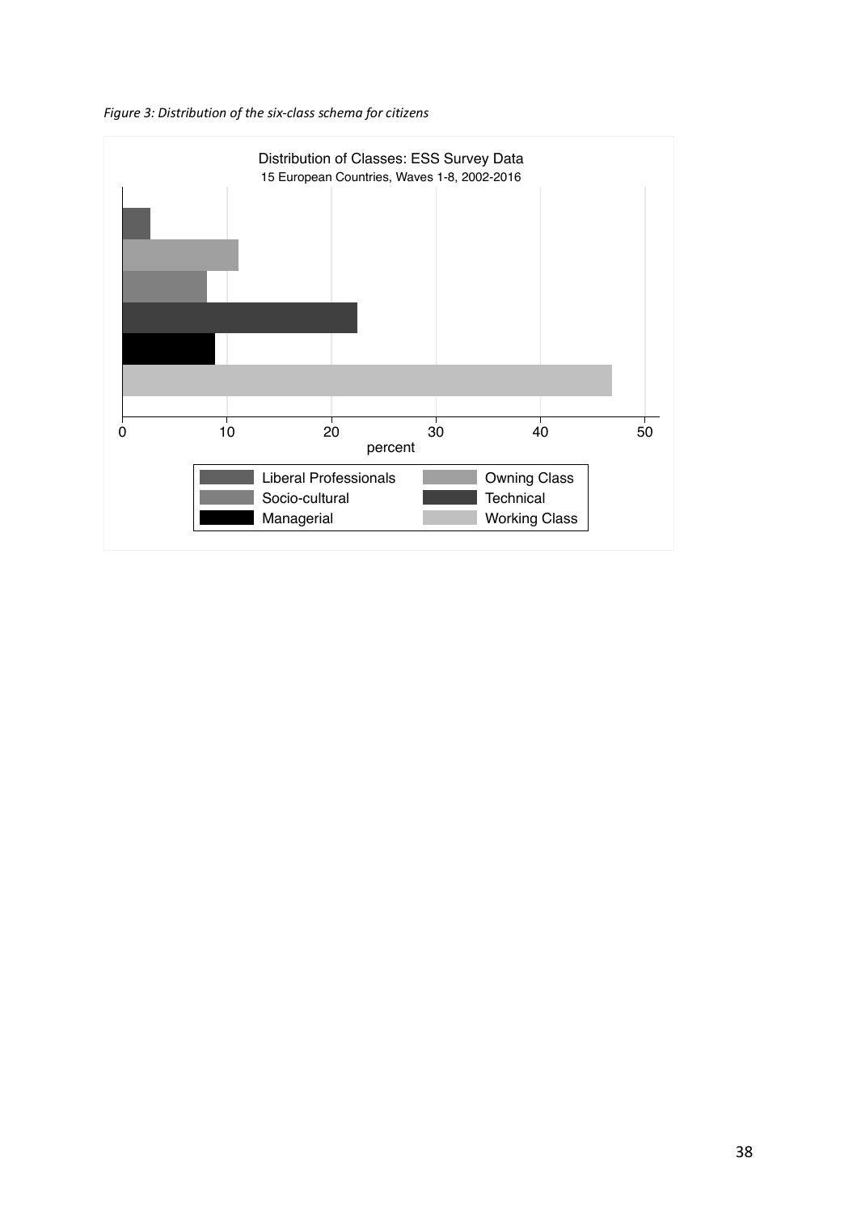*Figure 3: Distribution of the six-class schema for citizens*

Distribution of Classes: ESS Survey Data
15 European Countries, Waves 1-8, 2002-2016

percent

Liberal Professionals | Owning Class | Socio-cultural | Technical | Managerial | Working Class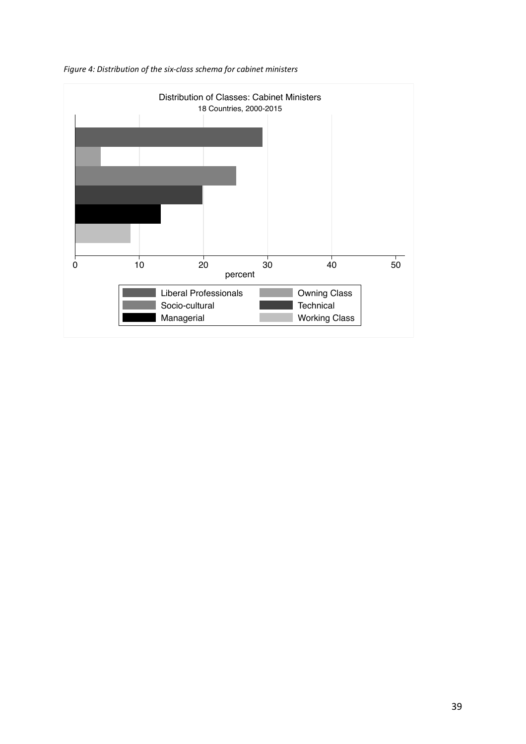*Figure 4: Distribution of the six-class schema for cabinet ministers*

Distribution of Classes: Cabinet Ministers
18 Countries, 2000-2015

percent

Liberal Professionals
Owning Class
Socio-cultural
Technical
Managerial
Working Class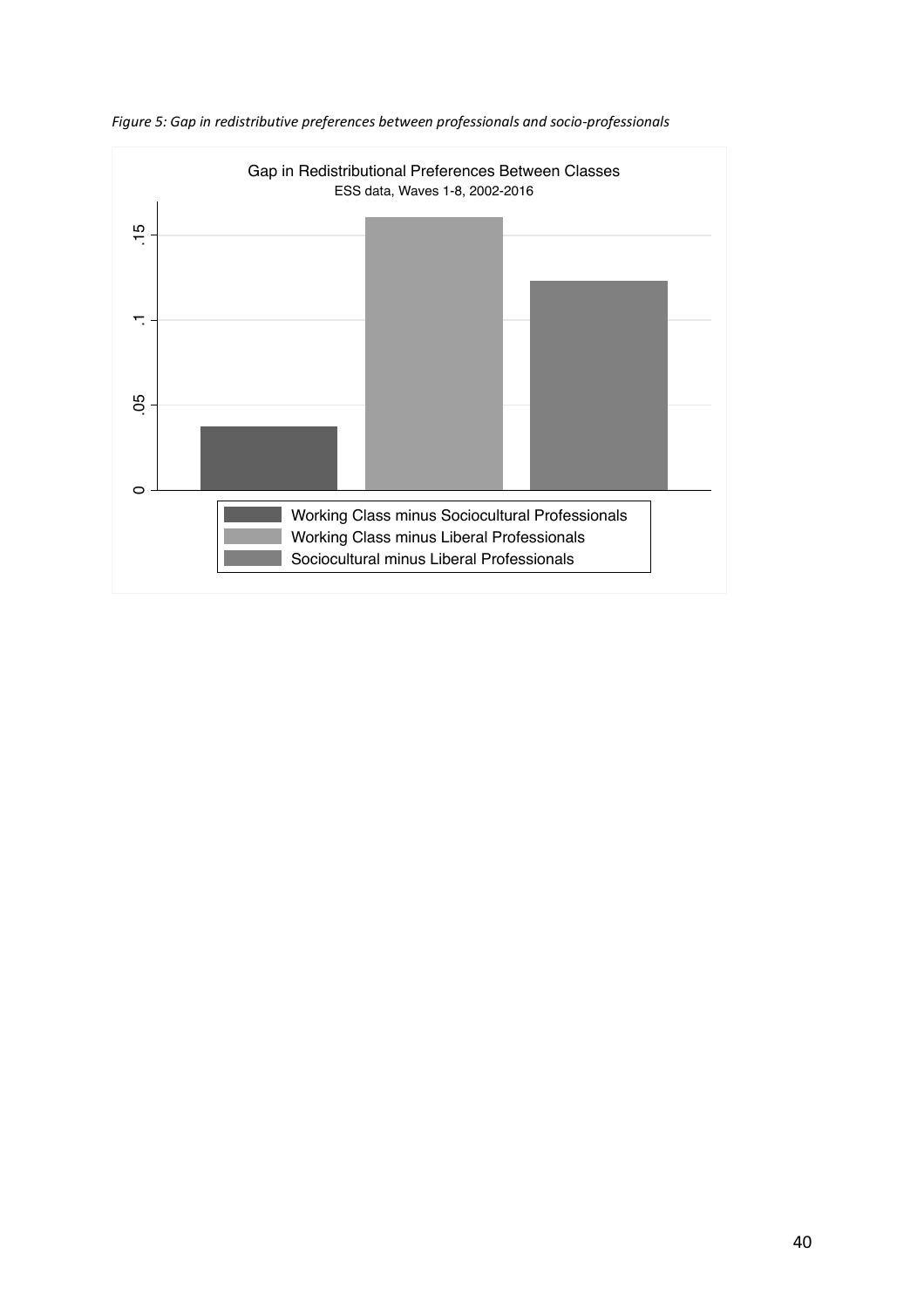*Figure 5: Gap in redistributive preferences between professionals and socio-professionals*

Gap in Redistributional Preferences Between Classes
ESS data, Waves 1-8, 2002-2016

- Working Class minus Sociocultural Professionals
- Working Class minus Liberal Professionals
- Sociocultural minus Liberal Professionals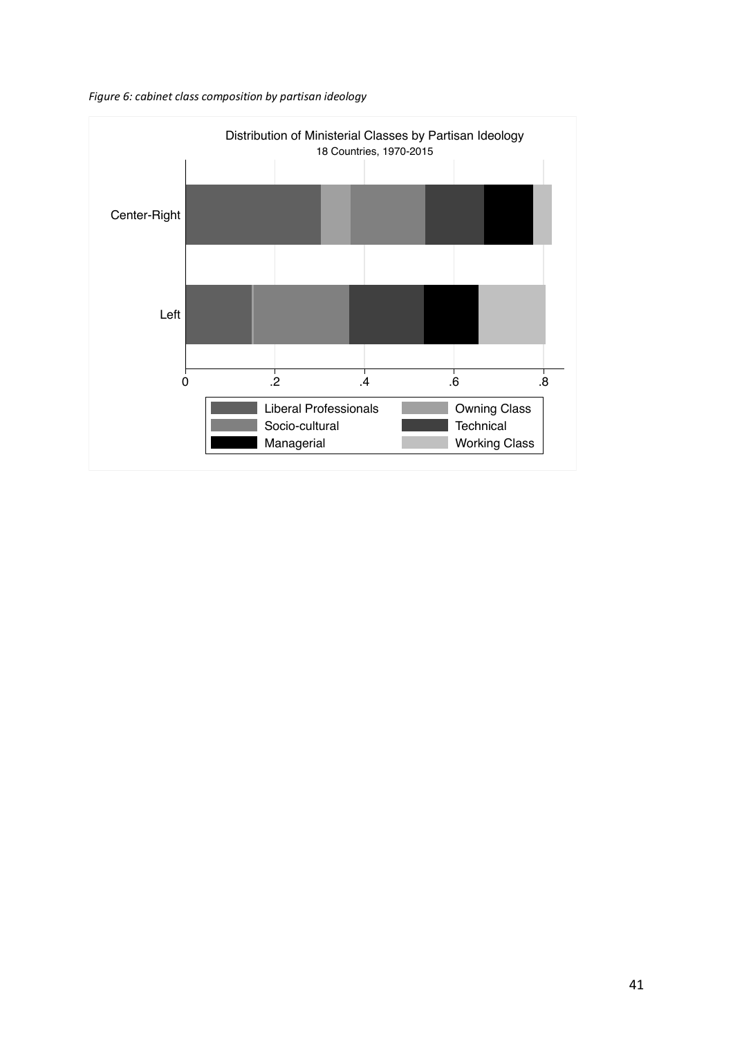*Figure 6: cabinet class composition by partisan ideology*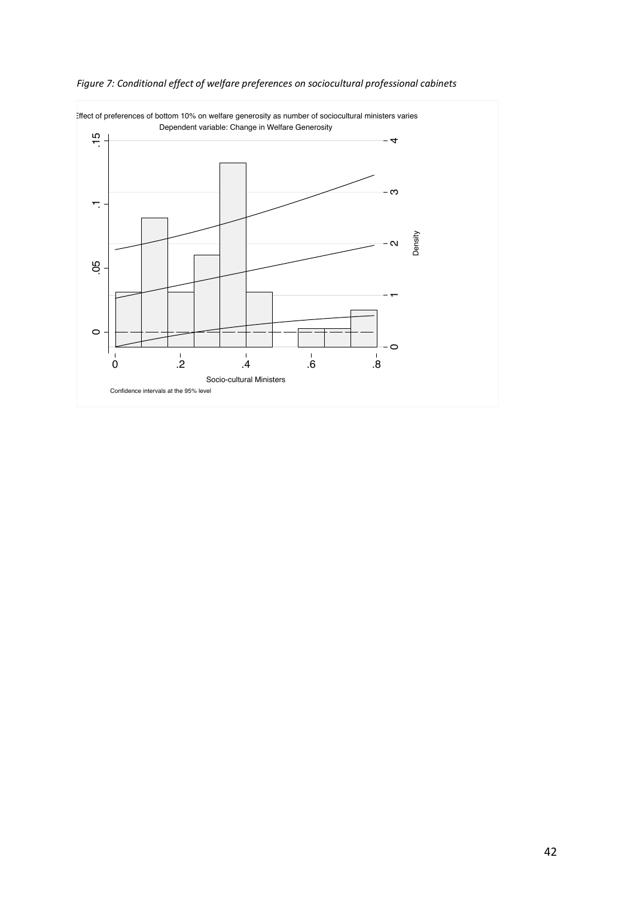*Figure 7: Conditional effect of welfare preferences on sociocultural professional cabinets*

Effect of preferences of bottom 10% on welfare generosity as number of sociocultural ministers varies

Dependent variable: Change in Welfare Generosity

Socio-cultural Ministers

Density

Confidence intervals at the 95% level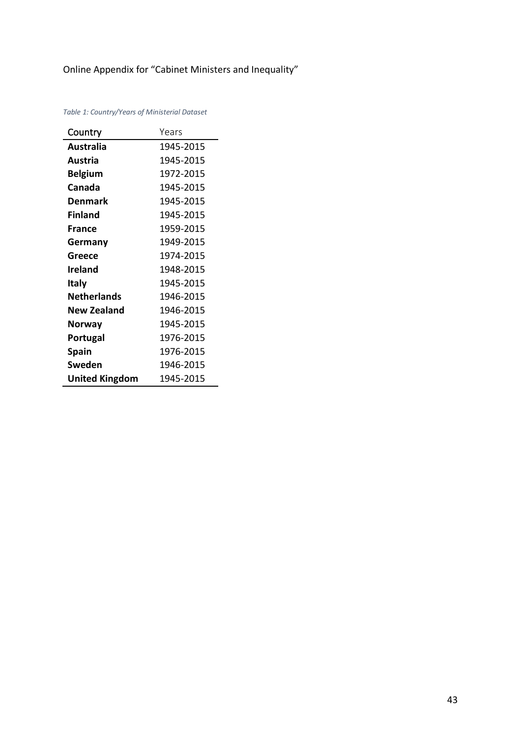Online Appendix for "Cabinet Ministers and Inequality"

*Table 1: Country/Years of Ministerial Dataset*

| Country | Years |
|---|---|
| **Australia** | 1945-2015 |
| **Austria** | 1945-2015 |
| **Belgium** | 1972-2015 |
| **Canada** | 1945-2015 |
| **Denmark** | 1945-2015 |
| **Finland** | 1945-2015 |
| **France** | 1959-2015 |
| **Germany** | 1949-2015 |
| **Greece** | 1974-2015 |
| **Ireland** | 1948-2015 |
| **Italy** | 1945-2015 |
| **Netherlands** | 1946-2015 |
| **New Zealand** | 1946-2015 |
| **Norway** | 1945-2015 |
| **Portugal** | 1976-2015 |
| **Spain** | 1976-2015 |
| **Sweden** | 1946-2015 |
| **United Kingdom** | 1945-2015 |